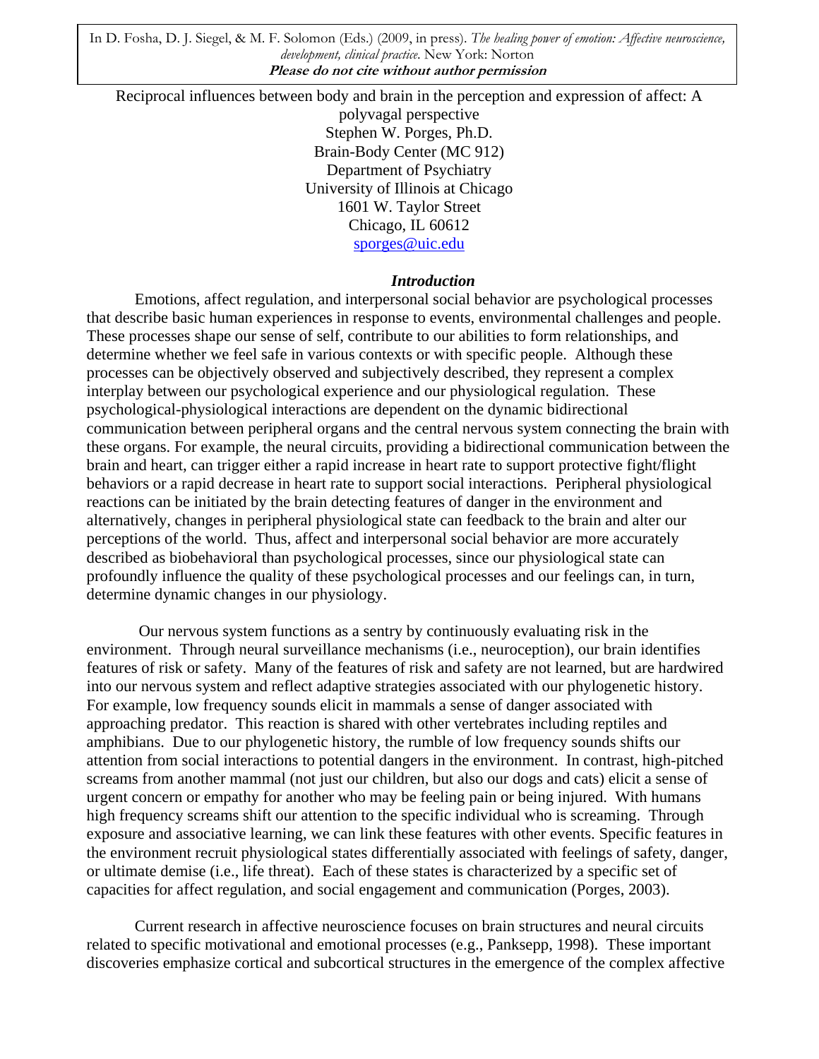In D. Fosha, D. J. Siegel, & M. F. Solomon (Eds.) (2009, in press). *The healing power of emotion: Affective neuroscience, development, clinical practice.* New York: Norton
**Please do not cite without author permission**

# Reciprocal influences between body and brain in the perception and expression of affect: A polyvagal perspective

Stephen W. Porges, Ph.D.
Brain-Body Center (MC 912)
Department of Psychiatry
University of Illinois at Chicago
1601 W. Taylor Street
Chicago, IL 60612
sporges@uic.edu

## *Introduction*

Emotions, affect regulation, and interpersonal social behavior are psychological processes that describe basic human experiences in response to events, environmental challenges and people. These processes shape our sense of self, contribute to our abilities to form relationships, and determine whether we feel safe in various contexts or with specific people. Although these processes can be objectively observed and subjectively described, they represent a complex interplay between our psychological experience and our physiological regulation. These psychological-physiological interactions are dependent on the dynamic bidirectional communication between peripheral organs and the central nervous system connecting the brain with these organs. For example, the neural circuits, providing a bidirectional communication between the brain and heart, can trigger either a rapid increase in heart rate to support protective fight/flight behaviors or a rapid decrease in heart rate to support social interactions. Peripheral physiological reactions can be initiated by the brain detecting features of danger in the environment and alternatively, changes in peripheral physiological state can feedback to the brain and alter our perceptions of the world. Thus, affect and interpersonal social behavior are more accurately described as biobehavioral than psychological processes, since our physiological state can profoundly influence the quality of these psychological processes and our feelings can, in turn, determine dynamic changes in our physiology.

Our nervous system functions as a sentry by continuously evaluating risk in the environment. Through neural surveillance mechanisms (i.e., neuroception), our brain identifies features of risk or safety. Many of the features of risk and safety are not learned, but are hardwired into our nervous system and reflect adaptive strategies associated with our phylogenetic history. For example, low frequency sounds elicit in mammals a sense of danger associated with approaching predator. This reaction is shared with other vertebrates including reptiles and amphibians. Due to our phylogenetic history, the rumble of low frequency sounds shifts our attention from social interactions to potential dangers in the environment. In contrast, high-pitched screams from another mammal (not just our children, but also our dogs and cats) elicit a sense of urgent concern or empathy for another who may be feeling pain or being injured. With humans high frequency screams shift our attention to the specific individual who is screaming. Through exposure and associative learning, we can link these features with other events. Specific features in the environment recruit physiological states differentially associated with feelings of safety, danger, or ultimate demise (i.e., life threat). Each of these states is characterized by a specific set of capacities for affect regulation, and social engagement and communication (Porges, 2003).

Current research in affective neuroscience focuses on brain structures and neural circuits related to specific motivational and emotional processes (e.g., Panksepp, 1998). These important discoveries emphasize cortical and subcortical structures in the emergence of the complex affective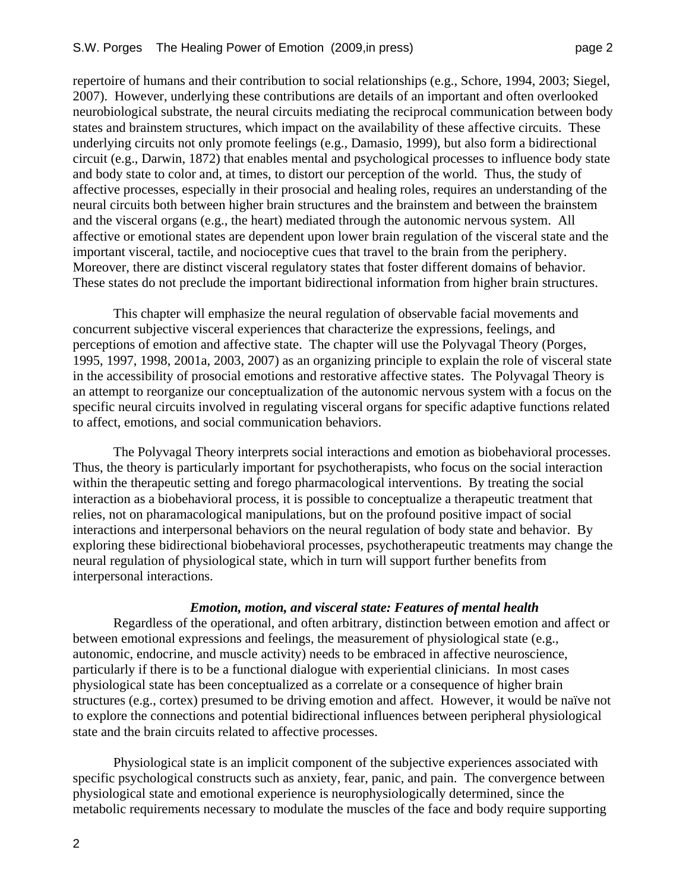repertoire of humans and their contribution to social relationships (e.g., Schore, 1994, 2003; Siegel, 2007). However, underlying these contributions are details of an important and often overlooked neurobiological substrate, the neural circuits mediating the reciprocal communication between body states and brainstem structures, which impact on the availability of these affective circuits. These underlying circuits not only promote feelings (e.g., Damasio, 1999), but also form a bidirectional circuit (e.g., Darwin, 1872) that enables mental and psychological processes to influence body state and body state to color and, at times, to distort our perception of the world. Thus, the study of affective processes, especially in their prosocial and healing roles, requires an understanding of the neural circuits both between higher brain structures and the brainstem and between the brainstem and the visceral organs (e.g., the heart) mediated through the autonomic nervous system. All affective or emotional states are dependent upon lower brain regulation of the visceral state and the important visceral, tactile, and nocioceptive cues that travel to the brain from the periphery. Moreover, there are distinct visceral regulatory states that foster different domains of behavior. These states do not preclude the important bidirectional information from higher brain structures.

This chapter will emphasize the neural regulation of observable facial movements and concurrent subjective visceral experiences that characterize the expressions, feelings, and perceptions of emotion and affective state. The chapter will use the Polyvagal Theory (Porges, 1995, 1997, 1998, 2001a, 2003, 2007) as an organizing principle to explain the role of visceral state in the accessibility of prosocial emotions and restorative affective states. The Polyvagal Theory is an attempt to reorganize our conceptualization of the autonomic nervous system with a focus on the specific neural circuits involved in regulating visceral organs for specific adaptive functions related to affect, emotions, and social communication behaviors.

The Polyvagal Theory interprets social interactions and emotion as biobehavioral processes. Thus, the theory is particularly important for psychotherapists, who focus on the social interaction within the therapeutic setting and forego pharmacological interventions. By treating the social interaction as a biobehavioral process, it is possible to conceptualize a therapeutic treatment that relies, not on pharamacological manipulations, but on the profound positive impact of social interactions and interpersonal behaviors on the neural regulation of body state and behavior. By exploring these bidirectional biobehavioral processes, psychotherapeutic treatments may change the neural regulation of physiological state, which in turn will support further benefits from interpersonal interactions.

### *Emotion, motion, and visceral state: Features of mental health*

Regardless of the operational, and often arbitrary, distinction between emotion and affect or between emotional expressions and feelings, the measurement of physiological state (e.g., autonomic, endocrine, and muscle activity) needs to be embraced in affective neuroscience, particularly if there is to be a functional dialogue with experiential clinicians. In most cases physiological state has been conceptualized as a correlate or a consequence of higher brain structures (e.g., cortex) presumed to be driving emotion and affect. However, it would be naïve not to explore the connections and potential bidirectional influences between peripheral physiological state and the brain circuits related to affective processes.

Physiological state is an implicit component of the subjective experiences associated with specific psychological constructs such as anxiety, fear, panic, and pain. The convergence between physiological state and emotional experience is neurophysiologically determined, since the metabolic requirements necessary to modulate the muscles of the face and body require supporting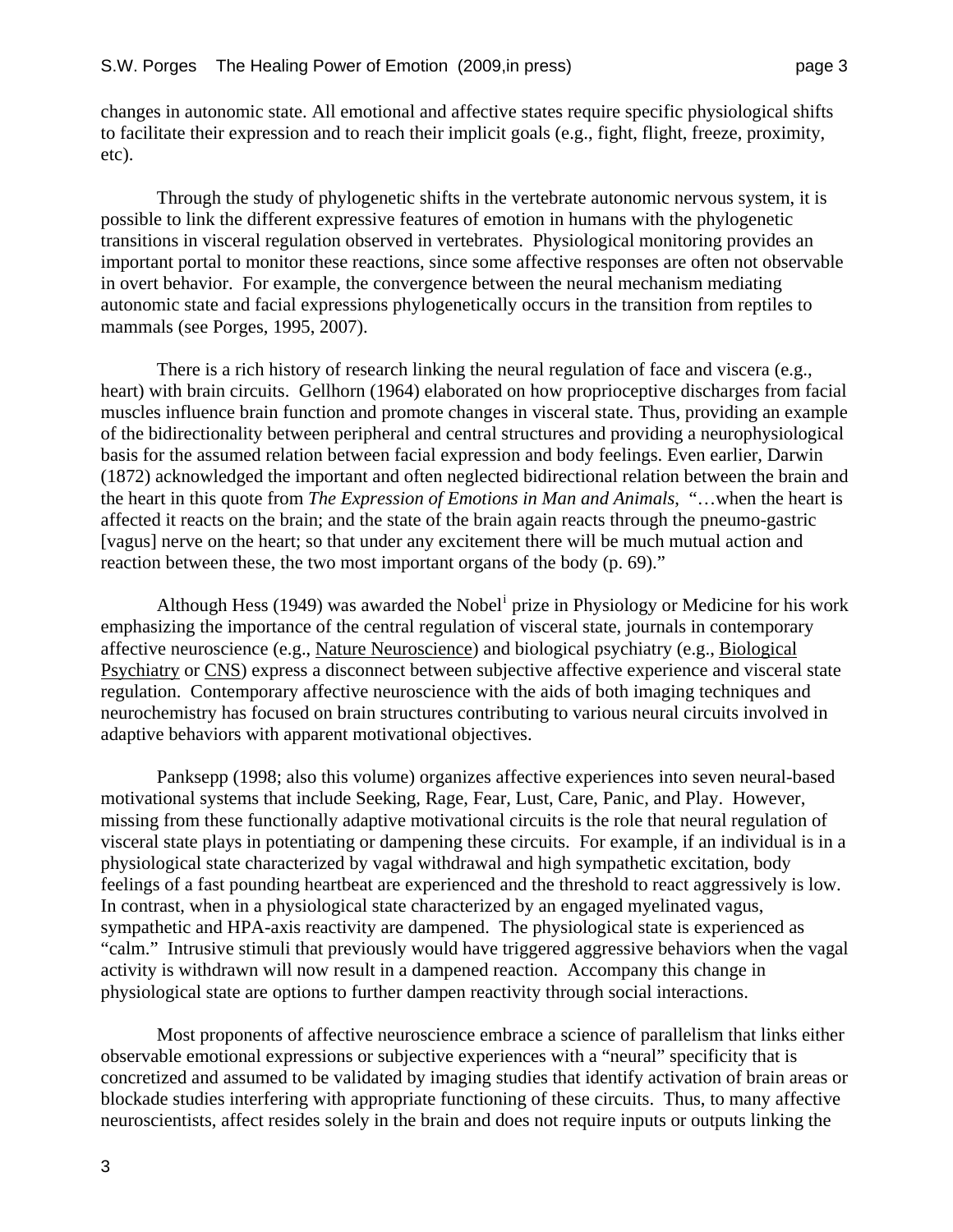changes in autonomic state. All emotional and affective states require specific physiological shifts to facilitate their expression and to reach their implicit goals (e.g., fight, flight, freeze, proximity, etc).

Through the study of phylogenetic shifts in the vertebrate autonomic nervous system, it is possible to link the different expressive features of emotion in humans with the phylogenetic transitions in visceral regulation observed in vertebrates. Physiological monitoring provides an important portal to monitor these reactions, since some affective responses are often not observable in overt behavior. For example, the convergence between the neural mechanism mediating autonomic state and facial expressions phylogenetically occurs in the transition from reptiles to mammals (see Porges, 1995, 2007).

There is a rich history of research linking the neural regulation of face and viscera (e.g., heart) with brain circuits. Gellhorn (1964) elaborated on how proprioceptive discharges from facial muscles influence brain function and promote changes in visceral state. Thus, providing an example of the bidirectionality between peripheral and central structures and providing a neurophysiological basis for the assumed relation between facial expression and body feelings. Even earlier, Darwin (1872) acknowledged the important and often neglected bidirectional relation between the brain and the heart in this quote from *The Expression of Emotions in Man and Animals*, "…when the heart is affected it reacts on the brain; and the state of the brain again reacts through the pneumo-gastric [vagus] nerve on the heart; so that under any excitement there will be much mutual action and reaction between these, the two most important organs of the body (p. 69)."

Although Hess (1949) was awarded the Nobel[i] prize in Physiology or Medicine for his work emphasizing the importance of the central regulation of visceral state, journals in contemporary affective neuroscience (e.g., Nature Neuroscience) and biological psychiatry (e.g., Biological Psychiatry or CNS) express a disconnect between subjective affective experience and visceral state regulation. Contemporary affective neuroscience with the aids of both imaging techniques and neurochemistry has focused on brain structures contributing to various neural circuits involved in adaptive behaviors with apparent motivational objectives.

Panksepp (1998; also this volume) organizes affective experiences into seven neural-based motivational systems that include Seeking, Rage, Fear, Lust, Care, Panic, and Play. However, missing from these functionally adaptive motivational circuits is the role that neural regulation of visceral state plays in potentiating or dampening these circuits. For example, if an individual is in a physiological state characterized by vagal withdrawal and high sympathetic excitation, body feelings of a fast pounding heartbeat are experienced and the threshold to react aggressively is low. In contrast, when in a physiological state characterized by an engaged myelinated vagus, sympathetic and HPA-axis reactivity are dampened. The physiological state is experienced as "calm." Intrusive stimuli that previously would have triggered aggressive behaviors when the vagal activity is withdrawn will now result in a dampened reaction. Accompany this change in physiological state are options to further dampen reactivity through social interactions.

Most proponents of affective neuroscience embrace a science of parallelism that links either observable emotional expressions or subjective experiences with a "neural" specificity that is concretized and assumed to be validated by imaging studies that identify activation of brain areas or blockade studies interfering with appropriate functioning of these circuits. Thus, to many affective neuroscientists, affect resides solely in the brain and does not require inputs or outputs linking the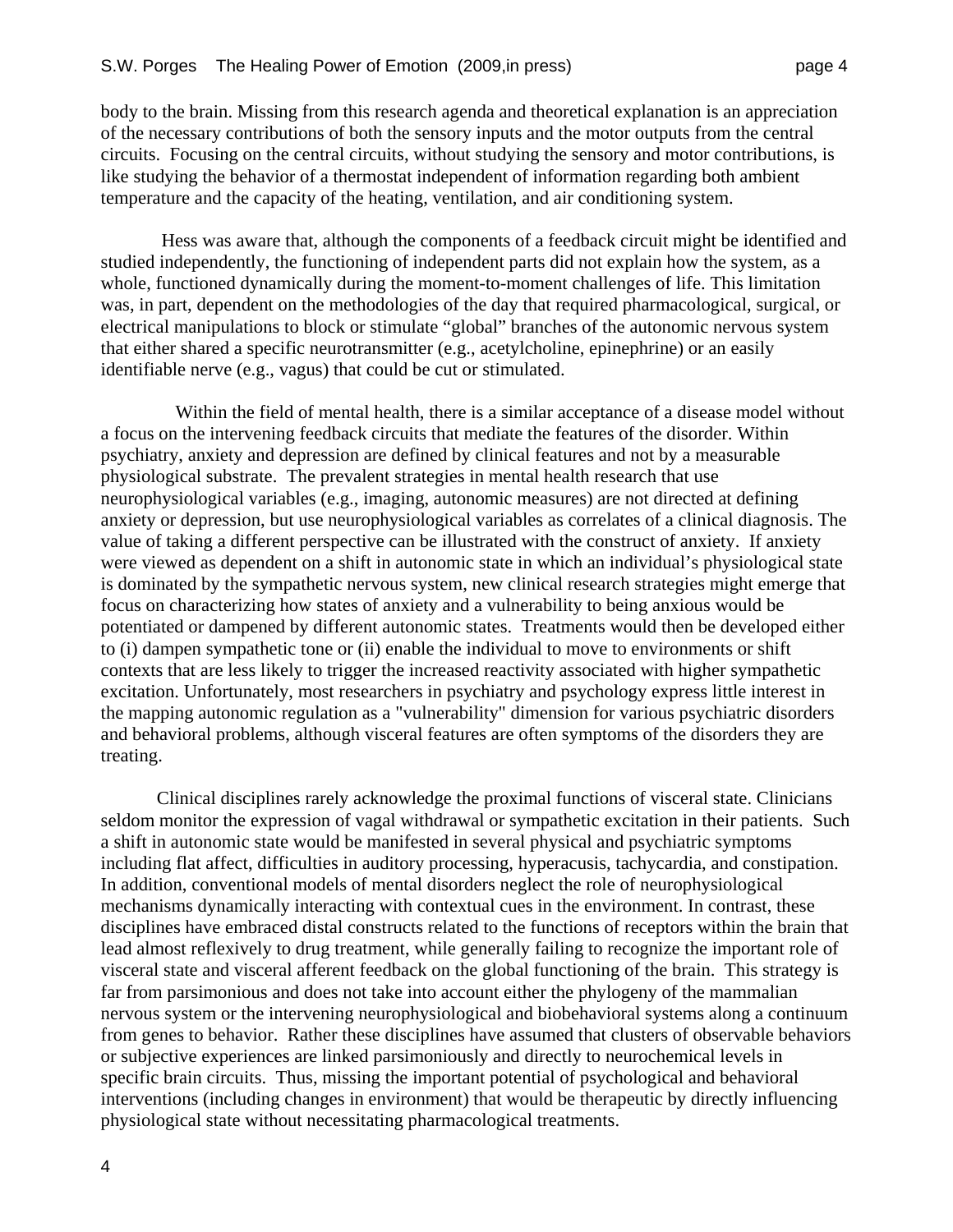body to the brain. Missing from this research agenda and theoretical explanation is an appreciation of the necessary contributions of both the sensory inputs and the motor outputs from the central circuits. Focusing on the central circuits, without studying the sensory and motor contributions, is like studying the behavior of a thermostat independent of information regarding both ambient temperature and the capacity of the heating, ventilation, and air conditioning system.

Hess was aware that, although the components of a feedback circuit might be identified and studied independently, the functioning of independent parts did not explain how the system, as a whole, functioned dynamically during the moment-to-moment challenges of life. This limitation was, in part, dependent on the methodologies of the day that required pharmacological, surgical, or electrical manipulations to block or stimulate "global" branches of the autonomic nervous system that either shared a specific neurotransmitter (e.g., acetylcholine, epinephrine) or an easily identifiable nerve (e.g., vagus) that could be cut or stimulated.

Within the field of mental health, there is a similar acceptance of a disease model without a focus on the intervening feedback circuits that mediate the features of the disorder. Within psychiatry, anxiety and depression are defined by clinical features and not by a measurable physiological substrate. The prevalent strategies in mental health research that use neurophysiological variables (e.g., imaging, autonomic measures) are not directed at defining anxiety or depression, but use neurophysiological variables as correlates of a clinical diagnosis. The value of taking a different perspective can be illustrated with the construct of anxiety. If anxiety were viewed as dependent on a shift in autonomic state in which an individual's physiological state is dominated by the sympathetic nervous system, new clinical research strategies might emerge that focus on characterizing how states of anxiety and a vulnerability to being anxious would be potentiated or dampened by different autonomic states. Treatments would then be developed either to (i) dampen sympathetic tone or (ii) enable the individual to move to environments or shift contexts that are less likely to trigger the increased reactivity associated with higher sympathetic excitation. Unfortunately, most researchers in psychiatry and psychology express little interest in the mapping autonomic regulation as a "vulnerability" dimension for various psychiatric disorders and behavioral problems, although visceral features are often symptoms of the disorders they are treating.

Clinical disciplines rarely acknowledge the proximal functions of visceral state. Clinicians seldom monitor the expression of vagal withdrawal or sympathetic excitation in their patients. Such a shift in autonomic state would be manifested in several physical and psychiatric symptoms including flat affect, difficulties in auditory processing, hyperacusis, tachycardia, and constipation. In addition, conventional models of mental disorders neglect the role of neurophysiological mechanisms dynamically interacting with contextual cues in the environment. In contrast, these disciplines have embraced distal constructs related to the functions of receptors within the brain that lead almost reflexively to drug treatment, while generally failing to recognize the important role of visceral state and visceral afferent feedback on the global functioning of the brain. This strategy is far from parsimonious and does not take into account either the phylogeny of the mammalian nervous system or the intervening neurophysiological and biobehavioral systems along a continuum from genes to behavior. Rather these disciplines have assumed that clusters of observable behaviors or subjective experiences are linked parsimoniously and directly to neurochemical levels in specific brain circuits. Thus, missing the important potential of psychological and behavioral interventions (including changes in environment) that would be therapeutic by directly influencing physiological state without necessitating pharmacological treatments.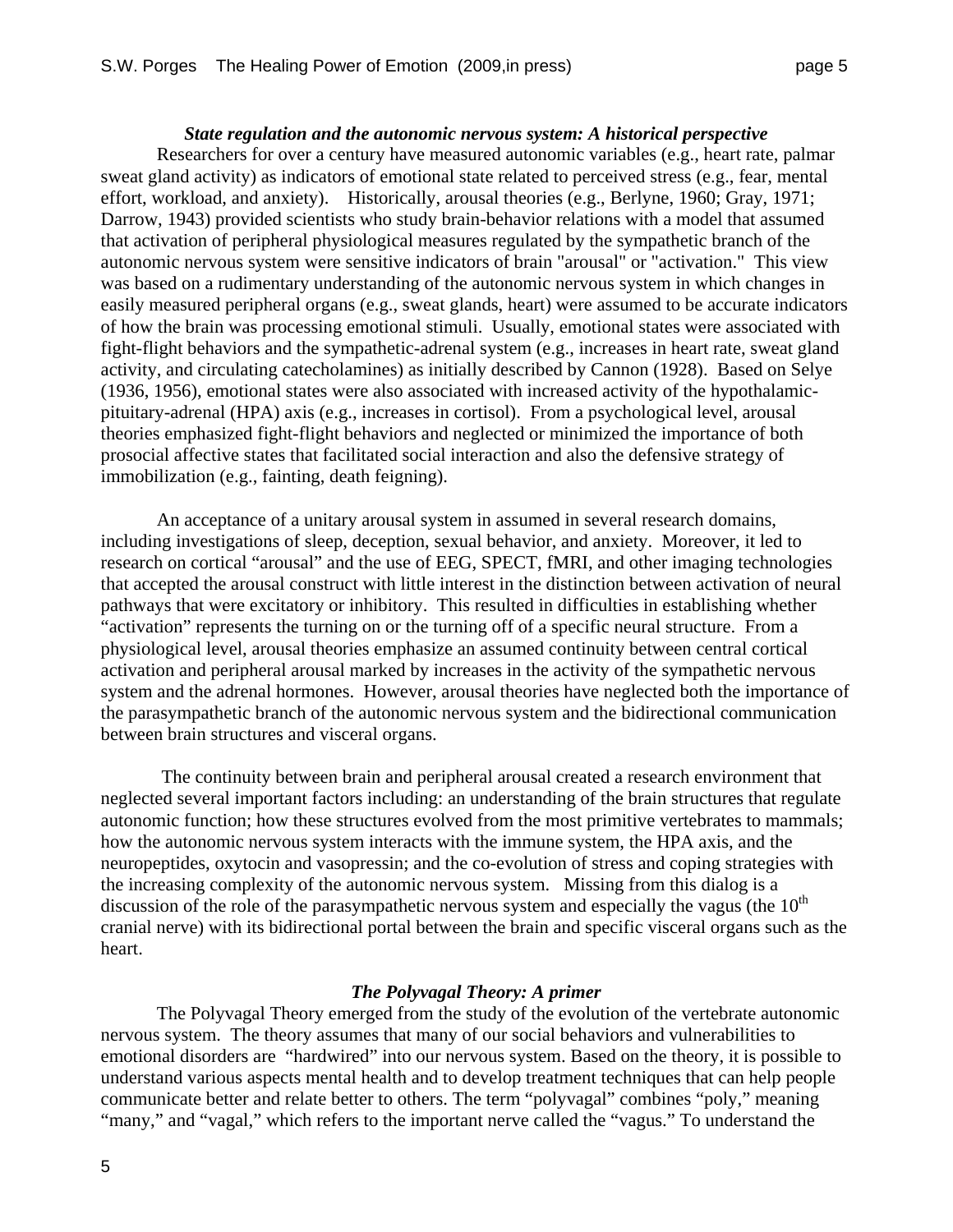### *State regulation and the autonomic nervous system: A historical perspective*

Researchers for over a century have measured autonomic variables (e.g., heart rate, palmar sweat gland activity) as indicators of emotional state related to perceived stress (e.g., fear, mental effort, workload, and anxiety). Historically, arousal theories (e.g., Berlyne, 1960; Gray, 1971; Darrow, 1943) provided scientists who study brain-behavior relations with a model that assumed that activation of peripheral physiological measures regulated by the sympathetic branch of the autonomic nervous system were sensitive indicators of brain "arousal" or "activation." This view was based on a rudimentary understanding of the autonomic nervous system in which changes in easily measured peripheral organs (e.g., sweat glands, heart) were assumed to be accurate indicators of how the brain was processing emotional stimuli. Usually, emotional states were associated with fight-flight behaviors and the sympathetic-adrenal system (e.g., increases in heart rate, sweat gland activity, and circulating catecholamines) as initially described by Cannon (1928). Based on Selye (1936, 1956), emotional states were also associated with increased activity of the hypothalamic-pituitary-adrenal (HPA) axis (e.g., increases in cortisol). From a psychological level, arousal theories emphasized fight-flight behaviors and neglected or minimized the importance of both prosocial affective states that facilitated social interaction and also the defensive strategy of immobilization (e.g., fainting, death feigning).

An acceptance of a unitary arousal system in assumed in several research domains, including investigations of sleep, deception, sexual behavior, and anxiety. Moreover, it led to research on cortical "arousal" and the use of EEG, SPECT, fMRI, and other imaging technologies that accepted the arousal construct with little interest in the distinction between activation of neural pathways that were excitatory or inhibitory. This resulted in difficulties in establishing whether "activation" represents the turning on or the turning off of a specific neural structure. From a physiological level, arousal theories emphasize an assumed continuity between central cortical activation and peripheral arousal marked by increases in the activity of the sympathetic nervous system and the adrenal hormones. However, arousal theories have neglected both the importance of the parasympathetic branch of the autonomic nervous system and the bidirectional communication between brain structures and visceral organs.

The continuity between brain and peripheral arousal created a research environment that neglected several important factors including: an understanding of the brain structures that regulate autonomic function; how these structures evolved from the most primitive vertebrates to mammals; how the autonomic nervous system interacts with the immune system, the HPA axis, and the neuropeptides, oxytocin and vasopressin; and the co-evolution of stress and coping strategies with the increasing complexity of the autonomic nervous system. Missing from this dialog is a discussion of the role of the parasympathetic nervous system and especially the vagus (the 10th cranial nerve) with its bidirectional portal between the brain and specific visceral organs such as the heart.

### *The Polyvagal Theory: A primer*

The Polyvagal Theory emerged from the study of the evolution of the vertebrate autonomic nervous system. The theory assumes that many of our social behaviors and vulnerabilities to emotional disorders are "hardwired" into our nervous system. Based on the theory, it is possible to understand various aspects mental health and to develop treatment techniques that can help people communicate better and relate better to others. The term "polyvagal" combines "poly," meaning "many," and "vagal," which refers to the important nerve called the "vagus." To understand the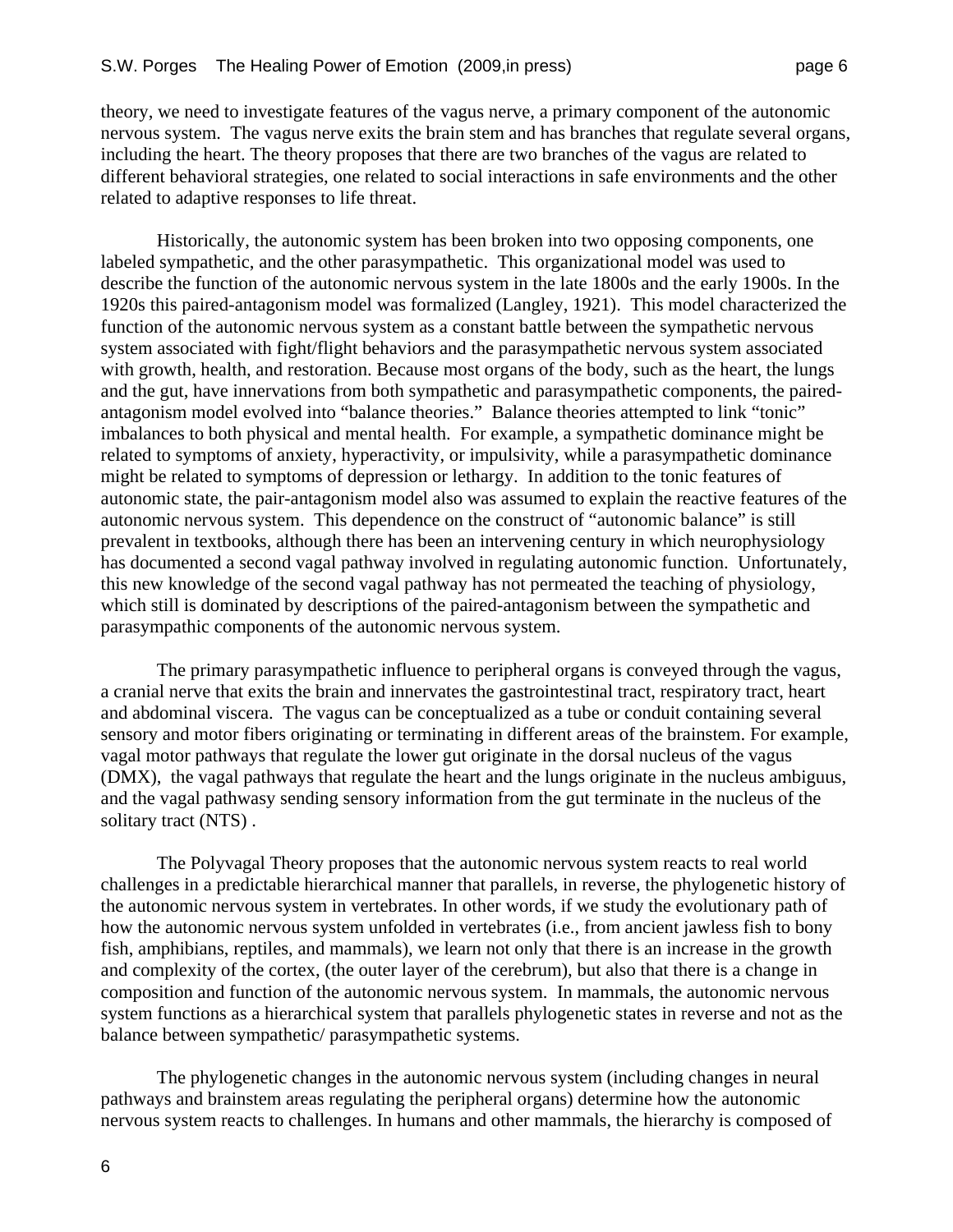theory, we need to investigate features of the vagus nerve, a primary component of the autonomic nervous system. The vagus nerve exits the brain stem and has branches that regulate several organs, including the heart. The theory proposes that there are two branches of the vagus are related to different behavioral strategies, one related to social interactions in safe environments and the other related to adaptive responses to life threat.

Historically, the autonomic system has been broken into two opposing components, one labeled sympathetic, and the other parasympathetic. This organizational model was used to describe the function of the autonomic nervous system in the late 1800s and the early 1900s. In the 1920s this paired-antagonism model was formalized (Langley, 1921). This model characterized the function of the autonomic nervous system as a constant battle between the sympathetic nervous system associated with fight/flight behaviors and the parasympathetic nervous system associated with growth, health, and restoration. Because most organs of the body, such as the heart, the lungs and the gut, have innervations from both sympathetic and parasympathetic components, the paired-antagonism model evolved into "balance theories." Balance theories attempted to link "tonic" imbalances to both physical and mental health. For example, a sympathetic dominance might be related to symptoms of anxiety, hyperactivity, or impulsivity, while a parasympathetic dominance might be related to symptoms of depression or lethargy. In addition to the tonic features of autonomic state, the pair-antagonism model also was assumed to explain the reactive features of the autonomic nervous system. This dependence on the construct of "autonomic balance" is still prevalent in textbooks, although there has been an intervening century in which neurophysiology has documented a second vagal pathway involved in regulating autonomic function. Unfortunately, this new knowledge of the second vagal pathway has not permeated the teaching of physiology, which still is dominated by descriptions of the paired-antagonism between the sympathetic and parasympathic components of the autonomic nervous system.

The primary parasympathetic influence to peripheral organs is conveyed through the vagus, a cranial nerve that exits the brain and innervates the gastrointestinal tract, respiratory tract, heart and abdominal viscera. The vagus can be conceptualized as a tube or conduit containing several sensory and motor fibers originating or terminating in different areas of the brainstem. For example, vagal motor pathways that regulate the lower gut originate in the dorsal nucleus of the vagus (DMX), the vagal pathways that regulate the heart and the lungs originate in the nucleus ambiguus, and the vagal pathwasy sending sensory information from the gut terminate in the nucleus of the solitary tract (NTS) .

The Polyvagal Theory proposes that the autonomic nervous system reacts to real world challenges in a predictable hierarchical manner that parallels, in reverse, the phylogenetic history of the autonomic nervous system in vertebrates. In other words, if we study the evolutionary path of how the autonomic nervous system unfolded in vertebrates (i.e., from ancient jawless fish to bony fish, amphibians, reptiles, and mammals), we learn not only that there is an increase in the growth and complexity of the cortex, (the outer layer of the cerebrum), but also that there is a change in composition and function of the autonomic nervous system. In mammals, the autonomic nervous system functions as a hierarchical system that parallels phylogenetic states in reverse and not as the balance between sympathetic/ parasympathetic systems.

The phylogenetic changes in the autonomic nervous system (including changes in neural pathways and brainstem areas regulating the peripheral organs) determine how the autonomic nervous system reacts to challenges. In humans and other mammals, the hierarchy is composed of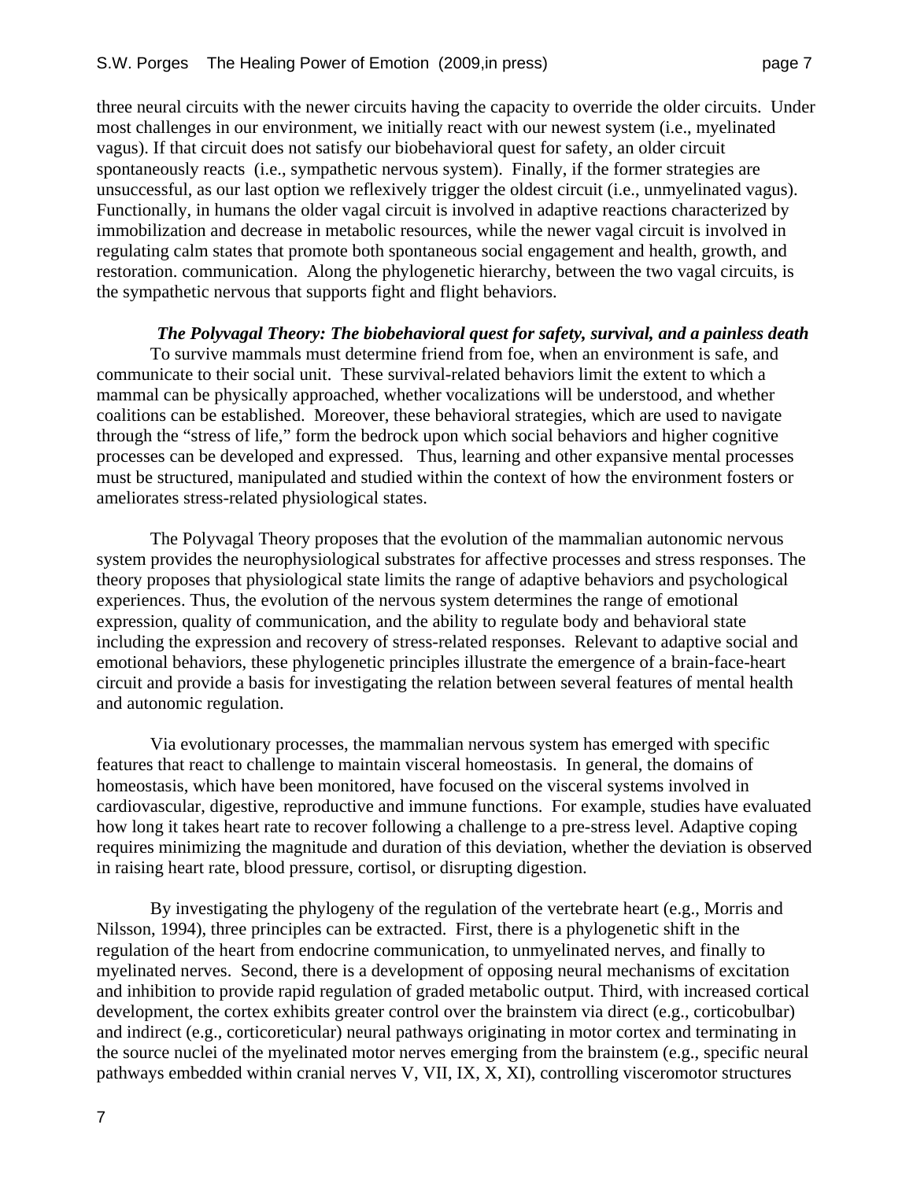three neural circuits with the newer circuits having the capacity to override the older circuits. Under most challenges in our environment, we initially react with our newest system (i.e., myelinated vagus). If that circuit does not satisfy our biobehavioral quest for safety, an older circuit spontaneously reacts (i.e., sympathetic nervous system). Finally, if the former strategies are unsuccessful, as our last option we reflexively trigger the oldest circuit (i.e., unmyelinated vagus). Functionally, in humans the older vagal circuit is involved in adaptive reactions characterized by immobilization and decrease in metabolic resources, while the newer vagal circuit is involved in regulating calm states that promote both spontaneous social engagement and health, growth, and restoration. communication. Along the phylogenetic hierarchy, between the two vagal circuits, is the sympathetic nervous that supports fight and flight behaviors.

### *The Polyvagal Theory: The biobehavioral quest for safety, survival, and a painless death*

To survive mammals must determine friend from foe, when an environment is safe, and communicate to their social unit. These survival-related behaviors limit the extent to which a mammal can be physically approached, whether vocalizations will be understood, and whether coalitions can be established. Moreover, these behavioral strategies, which are used to navigate through the "stress of life," form the bedrock upon which social behaviors and higher cognitive processes can be developed and expressed. Thus, learning and other expansive mental processes must be structured, manipulated and studied within the context of how the environment fosters or ameliorates stress-related physiological states.

The Polyvagal Theory proposes that the evolution of the mammalian autonomic nervous system provides the neurophysiological substrates for affective processes and stress responses. The theory proposes that physiological state limits the range of adaptive behaviors and psychological experiences. Thus, the evolution of the nervous system determines the range of emotional expression, quality of communication, and the ability to regulate body and behavioral state including the expression and recovery of stress-related responses. Relevant to adaptive social and emotional behaviors, these phylogenetic principles illustrate the emergence of a brain-face-heart circuit and provide a basis for investigating the relation between several features of mental health and autonomic regulation.

Via evolutionary processes, the mammalian nervous system has emerged with specific features that react to challenge to maintain visceral homeostasis. In general, the domains of homeostasis, which have been monitored, have focused on the visceral systems involved in cardiovascular, digestive, reproductive and immune functions. For example, studies have evaluated how long it takes heart rate to recover following a challenge to a pre-stress level. Adaptive coping requires minimizing the magnitude and duration of this deviation, whether the deviation is observed in raising heart rate, blood pressure, cortisol, or disrupting digestion.

By investigating the phylogeny of the regulation of the vertebrate heart (e.g., Morris and Nilsson, 1994), three principles can be extracted. First, there is a phylogenetic shift in the regulation of the heart from endocrine communication, to unmyelinated nerves, and finally to myelinated nerves. Second, there is a development of opposing neural mechanisms of excitation and inhibition to provide rapid regulation of graded metabolic output. Third, with increased cortical development, the cortex exhibits greater control over the brainstem via direct (e.g., corticobulbar) and indirect (e.g., corticoreticular) neural pathways originating in motor cortex and terminating in the source nuclei of the myelinated motor nerves emerging from the brainstem (e.g., specific neural pathways embedded within cranial nerves V, VII, IX, X, XI), controlling visceromotor structures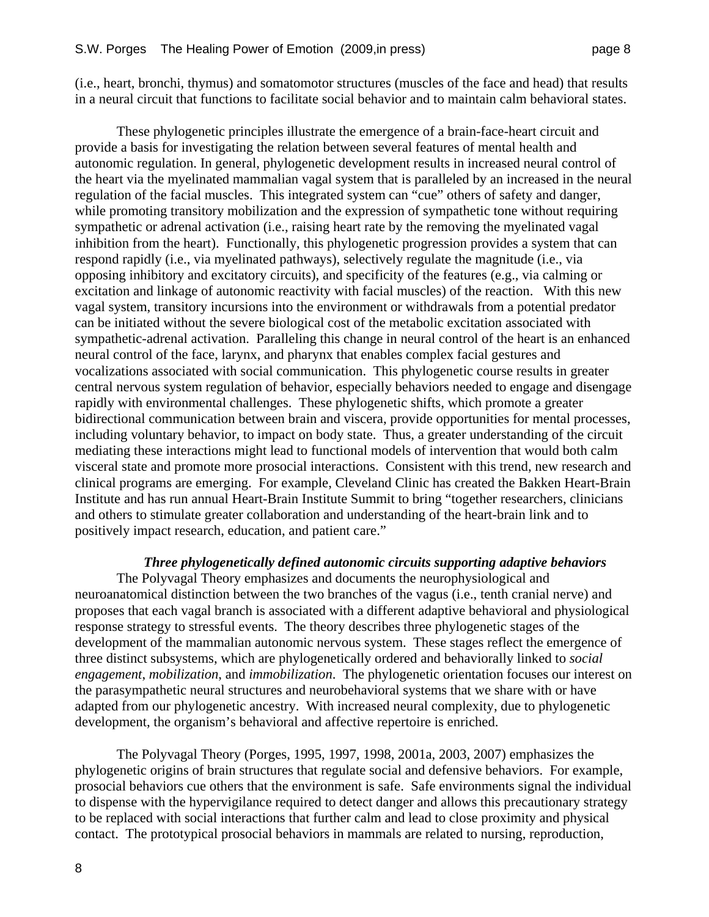(i.e., heart, bronchi, thymus) and somatomotor structures (muscles of the face and head) that results in a neural circuit that functions to facilitate social behavior and to maintain calm behavioral states.

These phylogenetic principles illustrate the emergence of a brain-face-heart circuit and provide a basis for investigating the relation between several features of mental health and autonomic regulation. In general, phylogenetic development results in increased neural control of the heart via the myelinated mammalian vagal system that is paralleled by an increased in the neural regulation of the facial muscles. This integrated system can "cue" others of safety and danger, while promoting transitory mobilization and the expression of sympathetic tone without requiring sympathetic or adrenal activation (i.e., raising heart rate by the removing the myelinated vagal inhibition from the heart). Functionally, this phylogenetic progression provides a system that can respond rapidly (i.e., via myelinated pathways), selectively regulate the magnitude (i.e., via opposing inhibitory and excitatory circuits), and specificity of the features (e.g., via calming or excitation and linkage of autonomic reactivity with facial muscles) of the reaction. With this new vagal system, transitory incursions into the environment or withdrawals from a potential predator can be initiated without the severe biological cost of the metabolic excitation associated with sympathetic-adrenal activation. Paralleling this change in neural control of the heart is an enhanced neural control of the face, larynx, and pharynx that enables complex facial gestures and vocalizations associated with social communication. This phylogenetic course results in greater central nervous system regulation of behavior, especially behaviors needed to engage and disengage rapidly with environmental challenges. These phylogenetic shifts, which promote a greater bidirectional communication between brain and viscera, provide opportunities for mental processes, including voluntary behavior, to impact on body state. Thus, a greater understanding of the circuit mediating these interactions might lead to functional models of intervention that would both calm visceral state and promote more prosocial interactions. Consistent with this trend, new research and clinical programs are emerging. For example, Cleveland Clinic has created the Bakken Heart-Brain Institute and has run annual Heart-Brain Institute Summit to bring "together researchers, clinicians and others to stimulate greater collaboration and understanding of the heart-brain link and to positively impact research, education, and patient care."

### *Three phylogenetically defined autonomic circuits supporting adaptive behaviors*

The Polyvagal Theory emphasizes and documents the neurophysiological and neuroanatomical distinction between the two branches of the vagus (i.e., tenth cranial nerve) and proposes that each vagal branch is associated with a different adaptive behavioral and physiological response strategy to stressful events. The theory describes three phylogenetic stages of the development of the mammalian autonomic nervous system. These stages reflect the emergence of three distinct subsystems, which are phylogenetically ordered and behaviorally linked to *social engagement*, *mobilization*, and *immobilization*. The phylogenetic orientation focuses our interest on the parasympathetic neural structures and neurobehavioral systems that we share with or have adapted from our phylogenetic ancestry. With increased neural complexity, due to phylogenetic development, the organism's behavioral and affective repertoire is enriched.

The Polyvagal Theory (Porges, 1995, 1997, 1998, 2001a, 2003, 2007) emphasizes the phylogenetic origins of brain structures that regulate social and defensive behaviors. For example, prosocial behaviors cue others that the environment is safe. Safe environments signal the individual to dispense with the hypervigilance required to detect danger and allows this precautionary strategy to be replaced with social interactions that further calm and lead to close proximity and physical contact. The prototypical prosocial behaviors in mammals are related to nursing, reproduction,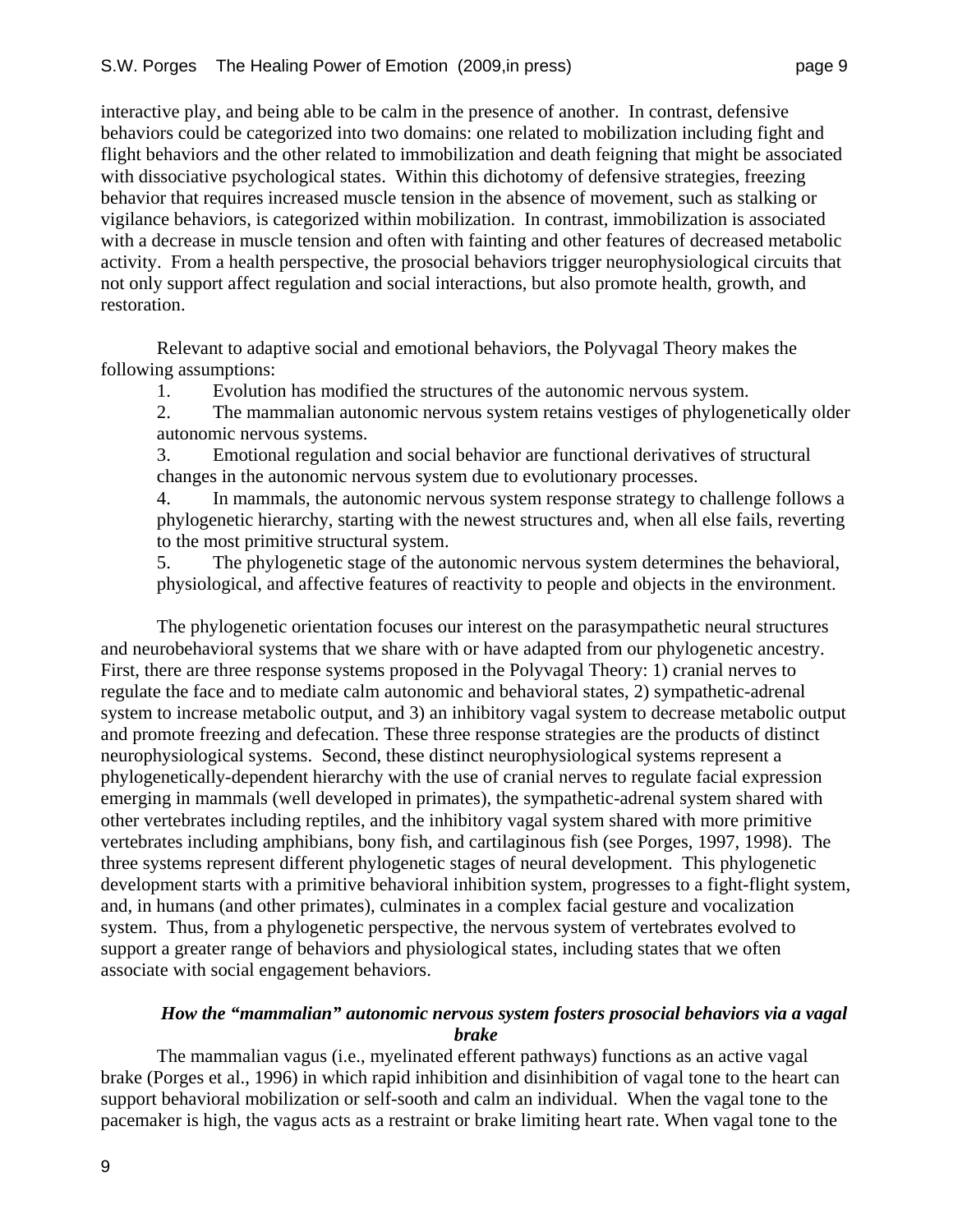interactive play, and being able to be calm in the presence of another. In contrast, defensive behaviors could be categorized into two domains: one related to mobilization including fight and flight behaviors and the other related to immobilization and death feigning that might be associated with dissociative psychological states. Within this dichotomy of defensive strategies, freezing behavior that requires increased muscle tension in the absence of movement, such as stalking or vigilance behaviors, is categorized within mobilization. In contrast, immobilization is associated with a decrease in muscle tension and often with fainting and other features of decreased metabolic activity. From a health perspective, the prosocial behaviors trigger neurophysiological circuits that not only support affect regulation and social interactions, but also promote health, growth, and restoration.

Relevant to adaptive social and emotional behaviors, the Polyvagal Theory makes the following assumptions:

1. Evolution has modified the structures of the autonomic nervous system.
2. The mammalian autonomic nervous system retains vestiges of phylogenetically older autonomic nervous systems.
3. Emotional regulation and social behavior are functional derivatives of structural changes in the autonomic nervous system due to evolutionary processes.
4. In mammals, the autonomic nervous system response strategy to challenge follows a phylogenetic hierarchy, starting with the newest structures and, when all else fails, reverting to the most primitive structural system.
5. The phylogenetic stage of the autonomic nervous system determines the behavioral, physiological, and affective features of reactivity to people and objects in the environment.

The phylogenetic orientation focuses our interest on the parasympathetic neural structures and neurobehavioral systems that we share with or have adapted from our phylogenetic ancestry. First, there are three response systems proposed in the Polyvagal Theory: 1) cranial nerves to regulate the face and to mediate calm autonomic and behavioral states, 2) sympathetic-adrenal system to increase metabolic output, and 3) an inhibitory vagal system to decrease metabolic output and promote freezing and defecation. These three response strategies are the products of distinct neurophysiological systems. Second, these distinct neurophysiological systems represent a phylogenetically-dependent hierarchy with the use of cranial nerves to regulate facial expression emerging in mammals (well developed in primates), the sympathetic-adrenal system shared with other vertebrates including reptiles, and the inhibitory vagal system shared with more primitive vertebrates including amphibians, bony fish, and cartilaginous fish (see Porges, 1997, 1998). The three systems represent different phylogenetic stages of neural development. This phylogenetic development starts with a primitive behavioral inhibition system, progresses to a fight-flight system, and, in humans (and other primates), culminates in a complex facial gesture and vocalization system. Thus, from a phylogenetic perspective, the nervous system of vertebrates evolved to support a greater range of behaviors and physiological states, including states that we often associate with social engagement behaviors.

### *How the "mammalian" autonomic nervous system fosters prosocial behaviors via a vagal brake*

The mammalian vagus (i.e., myelinated efferent pathways) functions as an active vagal brake (Porges et al., 1996) in which rapid inhibition and disinhibition of vagal tone to the heart can support behavioral mobilization or self-sooth and calm an individual. When the vagal tone to the pacemaker is high, the vagus acts as a restraint or brake limiting heart rate. When vagal tone to the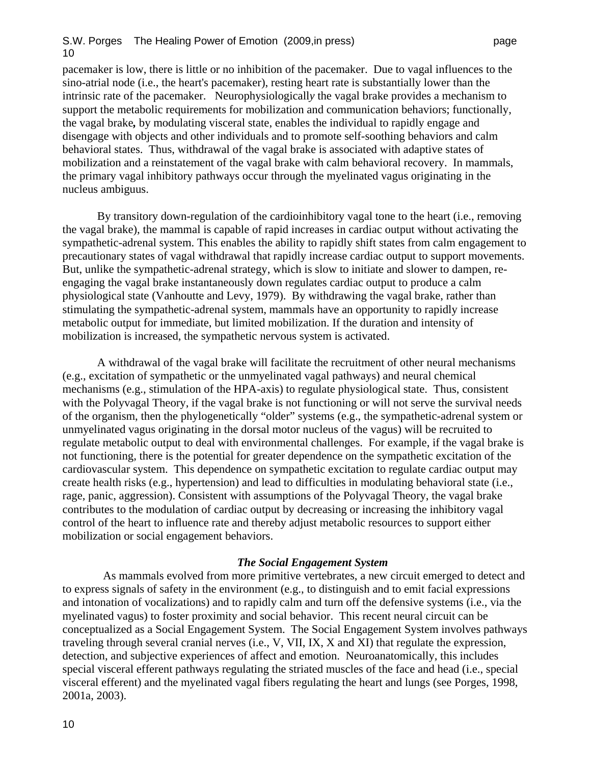pacemaker is low, there is little or no inhibition of the pacemaker. Due to vagal influences to the sino-atrial node (i.e., the heart's pacemaker), resting heart rate is substantially lower than the intrinsic rate of the pacemaker. Neurophysiologically the vagal brake provides a mechanism to support the metabolic requirements for mobilization and communication behaviors; functionally, the vagal brake**,** by modulating visceral state, enables the individual to rapidly engage and disengage with objects and other individuals and to promote self-soothing behaviors and calm behavioral states. Thus, withdrawal of the vagal brake is associated with adaptive states of mobilization and a reinstatement of the vagal brake with calm behavioral recovery. In mammals, the primary vagal inhibitory pathways occur through the myelinated vagus originating in the nucleus ambiguus.

By transitory down-regulation of the cardioinhibitory vagal tone to the heart (i.e., removing the vagal brake), the mammal is capable of rapid increases in cardiac output without activating the sympathetic-adrenal system. This enables the ability to rapidly shift states from calm engagement to precautionary states of vagal withdrawal that rapidly increase cardiac output to support movements. But, unlike the sympathetic-adrenal strategy, which is slow to initiate and slower to dampen, re-engaging the vagal brake instantaneously down regulates cardiac output to produce a calm physiological state (Vanhoutte and Levy, 1979). By withdrawing the vagal brake, rather than stimulating the sympathetic-adrenal system, mammals have an opportunity to rapidly increase metabolic output for immediate, but limited mobilization. If the duration and intensity of mobilization is increased, the sympathetic nervous system is activated.

A withdrawal of the vagal brake will facilitate the recruitment of other neural mechanisms (e.g., excitation of sympathetic or the unmyelinated vagal pathways) and neural chemical mechanisms (e.g., stimulation of the HPA-axis) to regulate physiological state. Thus, consistent with the Polyvagal Theory, if the vagal brake is not functioning or will not serve the survival needs of the organism, then the phylogenetically "older" systems (e.g., the sympathetic-adrenal system or unmyelinated vagus originating in the dorsal motor nucleus of the vagus) will be recruited to regulate metabolic output to deal with environmental challenges. For example, if the vagal brake is not functioning, there is the potential for greater dependence on the sympathetic excitation of the cardiovascular system. This dependence on sympathetic excitation to regulate cardiac output may create health risks (e.g., hypertension) and lead to difficulties in modulating behavioral state (i.e., rage, panic, aggression). Consistent with assumptions of the Polyvagal Theory, the vagal brake contributes to the modulation of cardiac output by decreasing or increasing the inhibitory vagal control of the heart to influence rate and thereby adjust metabolic resources to support either mobilization or social engagement behaviors.

### *The Social Engagement System*

As mammals evolved from more primitive vertebrates, a new circuit emerged to detect and to express signals of safety in the environment (e.g., to distinguish and to emit facial expressions and intonation of vocalizations) and to rapidly calm and turn off the defensive systems (i.e., via the myelinated vagus) to foster proximity and social behavior. This recent neural circuit can be conceptualized as a Social Engagement System. The Social Engagement System involves pathways traveling through several cranial nerves (i.e., V, VII, IX, X and XI) that regulate the expression, detection, and subjective experiences of affect and emotion. Neuroanatomically, this includes special visceral efferent pathways regulating the striated muscles of the face and head (i.e., special visceral efferent) and the myelinated vagal fibers regulating the heart and lungs (see Porges, 1998, 2001a, 2003).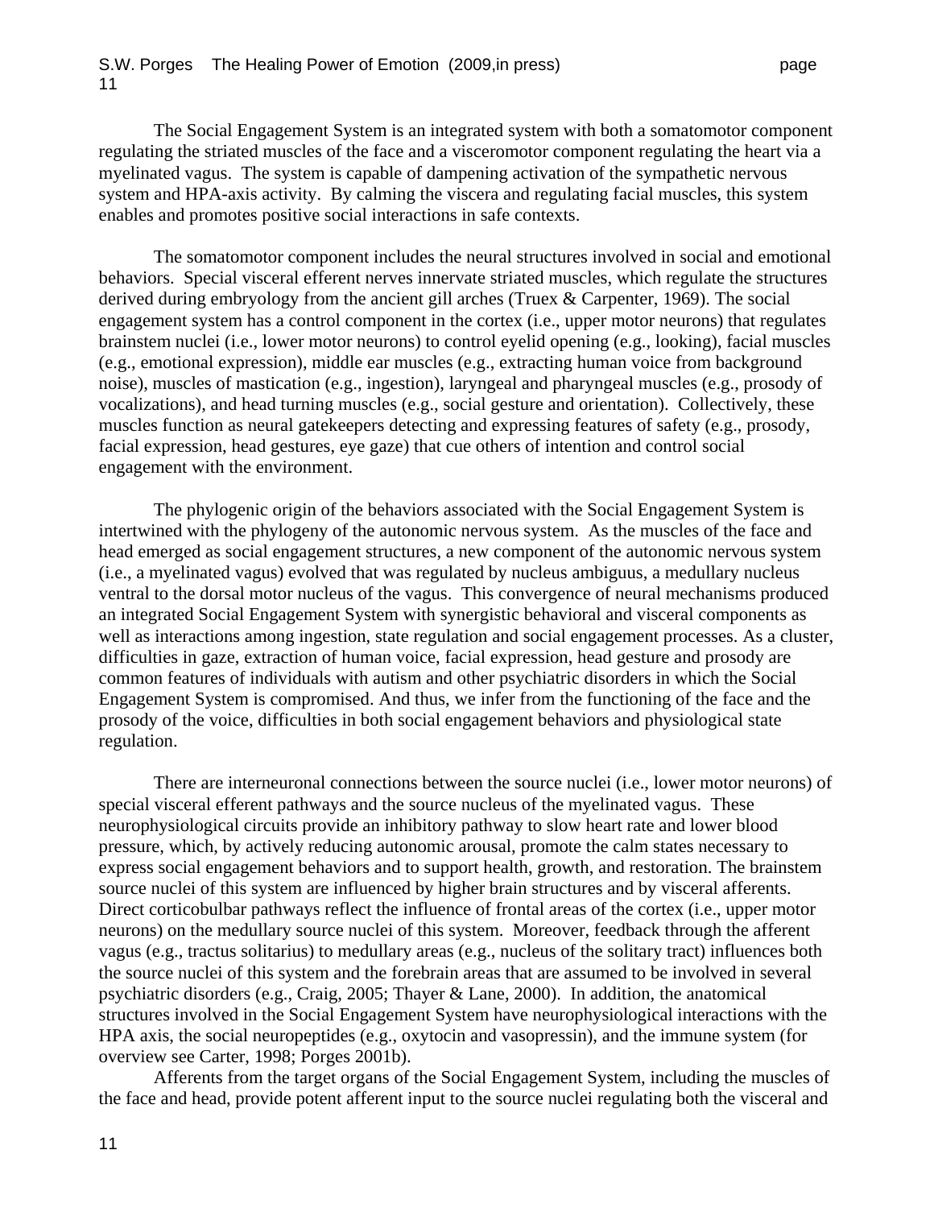The Social Engagement System is an integrated system with both a somatomotor component regulating the striated muscles of the face and a visceromotor component regulating the heart via a myelinated vagus. The system is capable of dampening activation of the sympathetic nervous system and HPA-axis activity. By calming the viscera and regulating facial muscles, this system enables and promotes positive social interactions in safe contexts.

The somatomotor component includes the neural structures involved in social and emotional behaviors. Special visceral efferent nerves innervate striated muscles, which regulate the structures derived during embryology from the ancient gill arches (Truex & Carpenter, 1969). The social engagement system has a control component in the cortex (i.e., upper motor neurons) that regulates brainstem nuclei (i.e., lower motor neurons) to control eyelid opening (e.g., looking), facial muscles (e.g., emotional expression), middle ear muscles (e.g., extracting human voice from background noise), muscles of mastication (e.g., ingestion), laryngeal and pharyngeal muscles (e.g., prosody of vocalizations), and head turning muscles (e.g., social gesture and orientation). Collectively, these muscles function as neural gatekeepers detecting and expressing features of safety (e.g., prosody, facial expression, head gestures, eye gaze) that cue others of intention and control social engagement with the environment.

The phylogenic origin of the behaviors associated with the Social Engagement System is intertwined with the phylogeny of the autonomic nervous system. As the muscles of the face and head emerged as social engagement structures, a new component of the autonomic nervous system (i.e., a myelinated vagus) evolved that was regulated by nucleus ambiguus, a medullary nucleus ventral to the dorsal motor nucleus of the vagus. This convergence of neural mechanisms produced an integrated Social Engagement System with synergistic behavioral and visceral components as well as interactions among ingestion, state regulation and social engagement processes. As a cluster, difficulties in gaze, extraction of human voice, facial expression, head gesture and prosody are common features of individuals with autism and other psychiatric disorders in which the Social Engagement System is compromised. And thus, we infer from the functioning of the face and the prosody of the voice, difficulties in both social engagement behaviors and physiological state regulation.

There are interneuronal connections between the source nuclei (i.e., lower motor neurons) of special visceral efferent pathways and the source nucleus of the myelinated vagus. These neurophysiological circuits provide an inhibitory pathway to slow heart rate and lower blood pressure, which, by actively reducing autonomic arousal, promote the calm states necessary to express social engagement behaviors and to support health, growth, and restoration. The brainstem source nuclei of this system are influenced by higher brain structures and by visceral afferents. Direct corticobulbar pathways reflect the influence of frontal areas of the cortex (i.e., upper motor neurons) on the medullary source nuclei of this system. Moreover, feedback through the afferent vagus (e.g., tractus solitarius) to medullary areas (e.g., nucleus of the solitary tract) influences both the source nuclei of this system and the forebrain areas that are assumed to be involved in several psychiatric disorders (e.g., Craig, 2005; Thayer & Lane, 2000). In addition, the anatomical structures involved in the Social Engagement System have neurophysiological interactions with the HPA axis, the social neuropeptides (e.g., oxytocin and vasopressin), and the immune system (for overview see Carter, 1998; Porges 2001b).

Afferents from the target organs of the Social Engagement System, including the muscles of the face and head, provide potent afferent input to the source nuclei regulating both the visceral and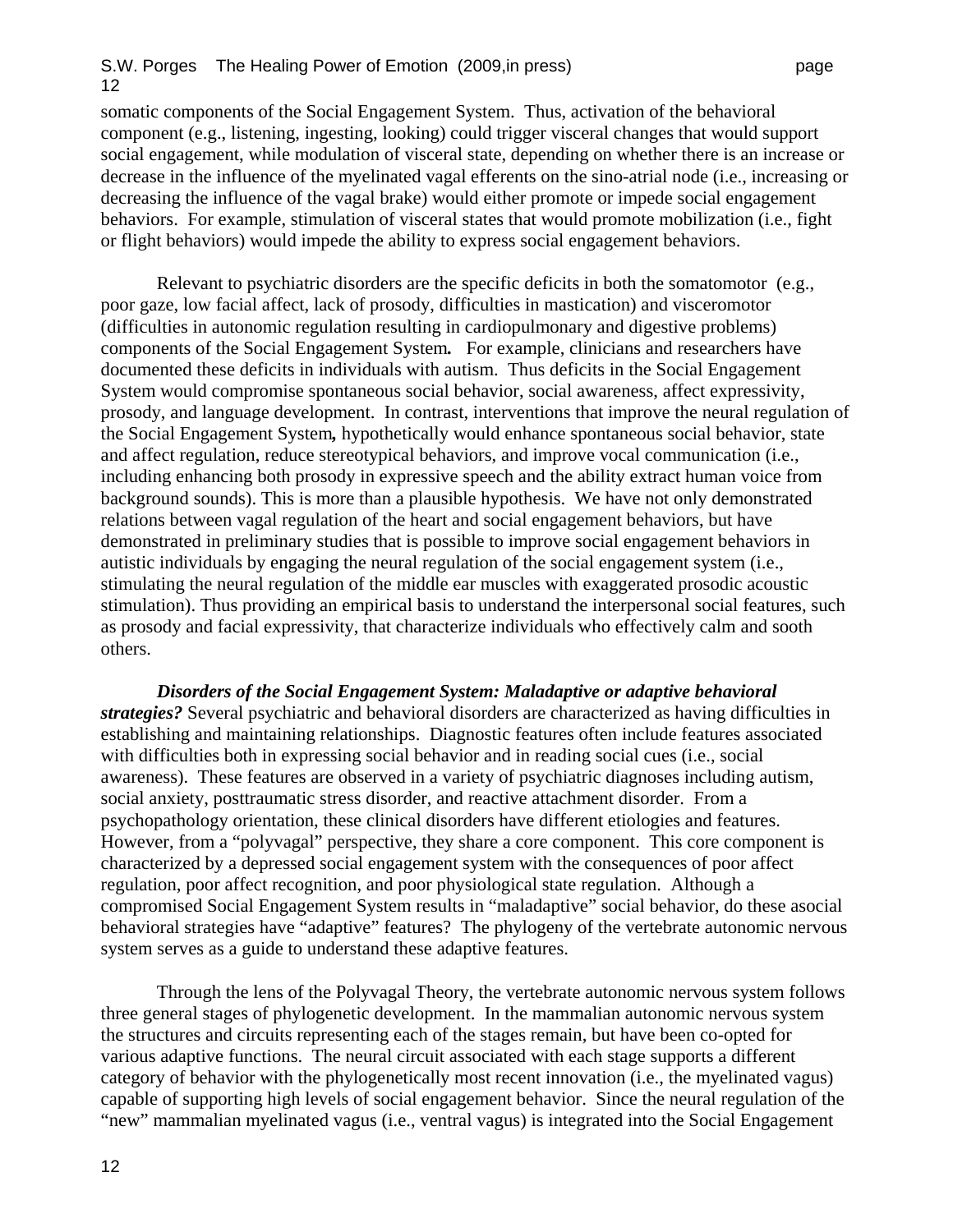somatic components of the Social Engagement System. Thus, activation of the behavioral component (e.g., listening, ingesting, looking) could trigger visceral changes that would support social engagement, while modulation of visceral state, depending on whether there is an increase or decrease in the influence of the myelinated vagal efferents on the sino-atrial node (i.e., increasing or decreasing the influence of the vagal brake) would either promote or impede social engagement behaviors. For example, stimulation of visceral states that would promote mobilization (i.e., fight or flight behaviors) would impede the ability to express social engagement behaviors.

Relevant to psychiatric disorders are the specific deficits in both the somatomotor (e.g., poor gaze, low facial affect, lack of prosody, difficulties in mastication) and visceromotor (difficulties in autonomic regulation resulting in cardiopulmonary and digestive problems) components of the Social Engagement System**.** For example, clinicians and researchers have documented these deficits in individuals with autism. Thus deficits in the Social Engagement System would compromise spontaneous social behavior, social awareness, affect expressivity, prosody, and language development. In contrast, interventions that improve the neural regulation of the Social Engagement System**,** hypothetically would enhance spontaneous social behavior, state and affect regulation, reduce stereotypical behaviors, and improve vocal communication (i.e., including enhancing both prosody in expressive speech and the ability extract human voice from background sounds). This is more than a plausible hypothesis. We have not only demonstrated relations between vagal regulation of the heart and social engagement behaviors, but have demonstrated in preliminary studies that is possible to improve social engagement behaviors in autistic individuals by engaging the neural regulation of the social engagement system (i.e., stimulating the neural regulation of the middle ear muscles with exaggerated prosodic acoustic stimulation). Thus providing an empirical basis to understand the interpersonal social features, such as prosody and facial expressivity, that characterize individuals who effectively calm and sooth others.

***Disorders of the Social Engagement System: Maladaptive or adaptive behavioral strategies?*** Several psychiatric and behavioral disorders are characterized as having difficulties in establishing and maintaining relationships. Diagnostic features often include features associated with difficulties both in expressing social behavior and in reading social cues (i.e., social awareness). These features are observed in a variety of psychiatric diagnoses including autism, social anxiety, posttraumatic stress disorder, and reactive attachment disorder. From a psychopathology orientation, these clinical disorders have different etiologies and features. However, from a "polyvagal" perspective, they share a core component. This core component is characterized by a depressed social engagement system with the consequences of poor affect regulation, poor affect recognition, and poor physiological state regulation. Although a compromised Social Engagement System results in "maladaptive" social behavior, do these asocial behavioral strategies have "adaptive" features? The phylogeny of the vertebrate autonomic nervous system serves as a guide to understand these adaptive features.

Through the lens of the Polyvagal Theory, the vertebrate autonomic nervous system follows three general stages of phylogenetic development. In the mammalian autonomic nervous system the structures and circuits representing each of the stages remain, but have been co-opted for various adaptive functions. The neural circuit associated with each stage supports a different category of behavior with the phylogenetically most recent innovation (i.e., the myelinated vagus) capable of supporting high levels of social engagement behavior. Since the neural regulation of the "new" mammalian myelinated vagus (i.e., ventral vagus) is integrated into the Social Engagement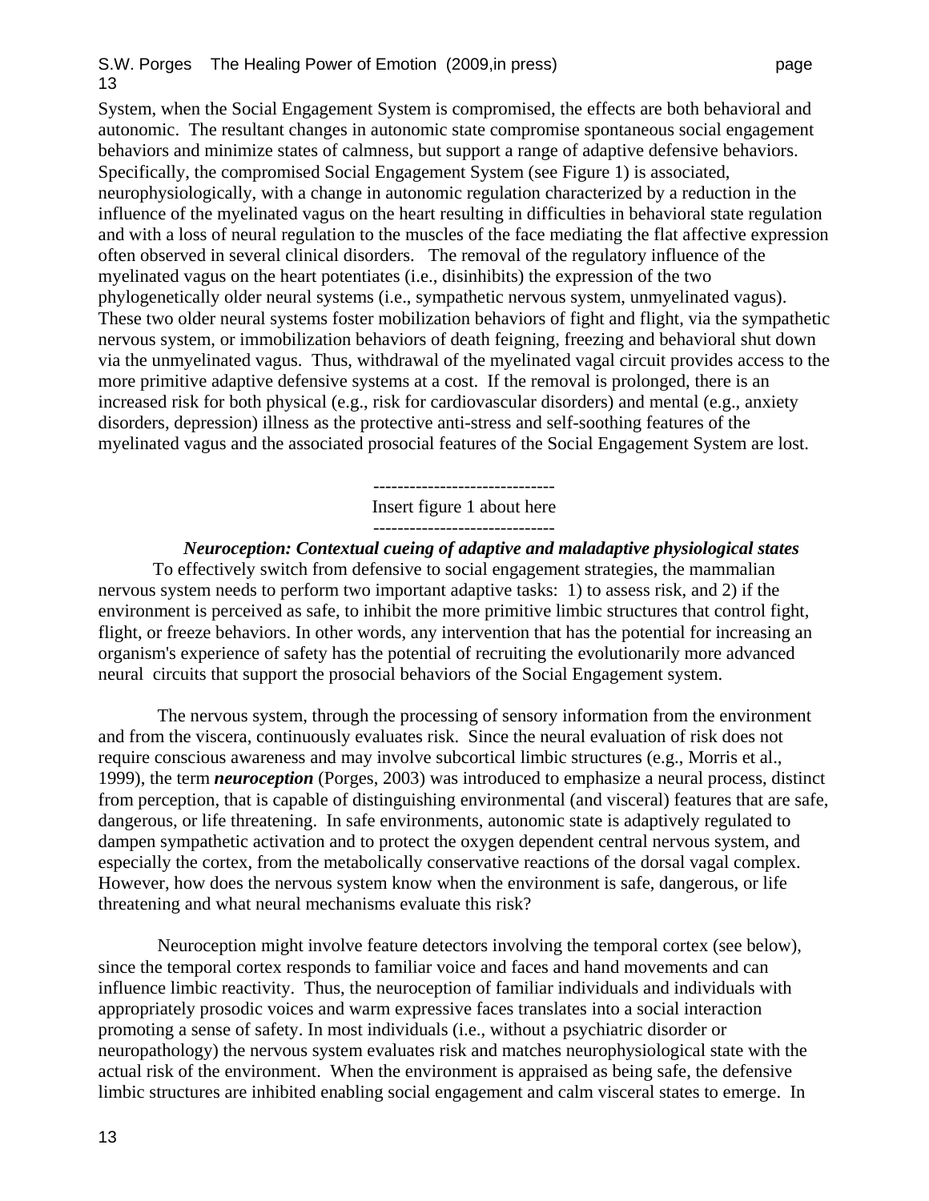System, when the Social Engagement System is compromised, the effects are both behavioral and autonomic. The resultant changes in autonomic state compromise spontaneous social engagement behaviors and minimize states of calmness, but support a range of adaptive defensive behaviors. Specifically, the compromised Social Engagement System (see Figure 1) is associated, neurophysiologically, with a change in autonomic regulation characterized by a reduction in the influence of the myelinated vagus on the heart resulting in difficulties in behavioral state regulation and with a loss of neural regulation to the muscles of the face mediating the flat affective expression often observed in several clinical disorders. The removal of the regulatory influence of the myelinated vagus on the heart potentiates (i.e., disinhibits) the expression of the two phylogenetically older neural systems (i.e., sympathetic nervous system, unmyelinated vagus). These two older neural systems foster mobilization behaviors of fight and flight, via the sympathetic nervous system, or immobilization behaviors of death feigning, freezing and behavioral shut down via the unmyelinated vagus. Thus, withdrawal of the myelinated vagal circuit provides access to the more primitive adaptive defensive systems at a cost. If the removal is prolonged, there is an increased risk for both physical (e.g., risk for cardiovascular disorders) and mental (e.g., anxiety disorders, depression) illness as the protective anti-stress and self-soothing features of the myelinated vagus and the associated prosocial features of the Social Engagement System are lost.

------------------------------
Insert figure 1 about here
------------------------------

### ***Neuroception: Contextual cueing of adaptive and maladaptive physiological states***

To effectively switch from defensive to social engagement strategies, the mammalian nervous system needs to perform two important adaptive tasks: 1) to assess risk, and 2) if the environment is perceived as safe, to inhibit the more primitive limbic structures that control fight, flight, or freeze behaviors. In other words, any intervention that has the potential for increasing an organism's experience of safety has the potential of recruiting the evolutionarily more advanced neural circuits that support the prosocial behaviors of the Social Engagement system.

The nervous system, through the processing of sensory information from the environment and from the viscera, continuously evaluates risk. Since the neural evaluation of risk does not require conscious awareness and may involve subcortical limbic structures (e.g., Morris et al., 1999), the term ***neuroception*** (Porges, 2003) was introduced to emphasize a neural process, distinct from perception, that is capable of distinguishing environmental (and visceral) features that are safe, dangerous, or life threatening. In safe environments, autonomic state is adaptively regulated to dampen sympathetic activation and to protect the oxygen dependent central nervous system, and especially the cortex, from the metabolically conservative reactions of the dorsal vagal complex. However, how does the nervous system know when the environment is safe, dangerous, or life threatening and what neural mechanisms evaluate this risk?

Neuroception might involve feature detectors involving the temporal cortex (see below), since the temporal cortex responds to familiar voice and faces and hand movements and can influence limbic reactivity. Thus, the neuroception of familiar individuals and individuals with appropriately prosodic voices and warm expressive faces translates into a social interaction promoting a sense of safety. In most individuals (i.e., without a psychiatric disorder or neuropathology) the nervous system evaluates risk and matches neurophysiological state with the actual risk of the environment. When the environment is appraised as being safe, the defensive limbic structures are inhibited enabling social engagement and calm visceral states to emerge. In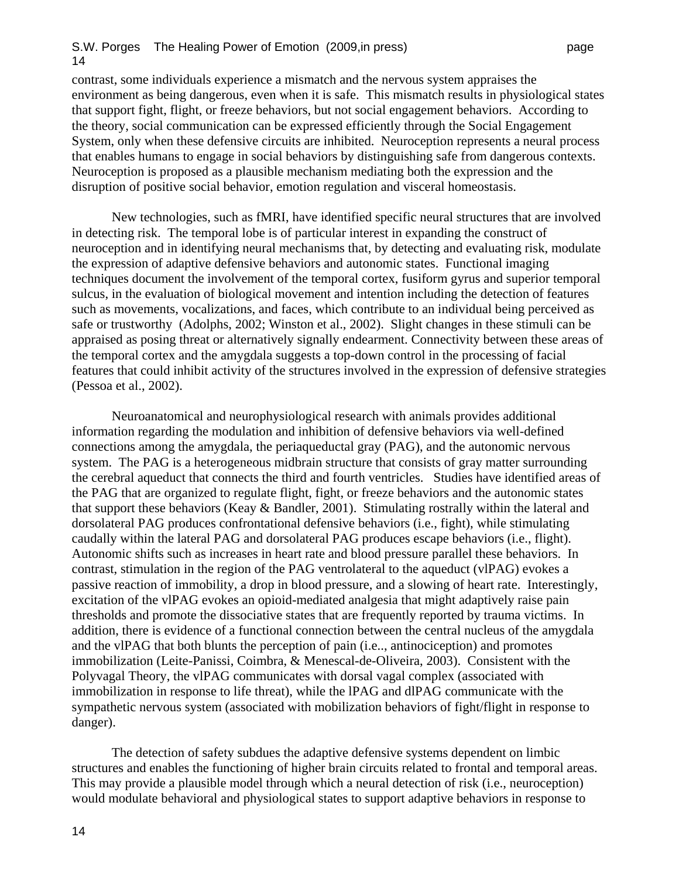contrast, some individuals experience a mismatch and the nervous system appraises the environment as being dangerous, even when it is safe. This mismatch results in physiological states that support fight, flight, or freeze behaviors, but not social engagement behaviors. According to the theory, social communication can be expressed efficiently through the Social Engagement System, only when these defensive circuits are inhibited. Neuroception represents a neural process that enables humans to engage in social behaviors by distinguishing safe from dangerous contexts. Neuroception is proposed as a plausible mechanism mediating both the expression and the disruption of positive social behavior, emotion regulation and visceral homeostasis.

New technologies, such as fMRI, have identified specific neural structures that are involved in detecting risk. The temporal lobe is of particular interest in expanding the construct of neuroception and in identifying neural mechanisms that, by detecting and evaluating risk, modulate the expression of adaptive defensive behaviors and autonomic states. Functional imaging techniques document the involvement of the temporal cortex, fusiform gyrus and superior temporal sulcus, in the evaluation of biological movement and intention including the detection of features such as movements, vocalizations, and faces, which contribute to an individual being perceived as safe or trustworthy (Adolphs, 2002; Winston et al., 2002). Slight changes in these stimuli can be appraised as posing threat or alternatively signally endearment. Connectivity between these areas of the temporal cortex and the amygdala suggests a top-down control in the processing of facial features that could inhibit activity of the structures involved in the expression of defensive strategies (Pessoa et al., 2002).

Neuroanatomical and neurophysiological research with animals provides additional information regarding the modulation and inhibition of defensive behaviors via well-defined connections among the amygdala, the periaqueductal gray (PAG), and the autonomic nervous system. The PAG is a heterogeneous midbrain structure that consists of gray matter surrounding the cerebral aqueduct that connects the third and fourth ventricles. Studies have identified areas of the PAG that are organized to regulate flight, fight, or freeze behaviors and the autonomic states that support these behaviors (Keay & Bandler, 2001). Stimulating rostrally within the lateral and dorsolateral PAG produces confrontational defensive behaviors (i.e., fight), while stimulating caudally within the lateral PAG and dorsolateral PAG produces escape behaviors (i.e., flight). Autonomic shifts such as increases in heart rate and blood pressure parallel these behaviors. In contrast, stimulation in the region of the PAG ventrolateral to the aqueduct (vlPAG) evokes a passive reaction of immobility, a drop in blood pressure, and a slowing of heart rate. Interestingly, excitation of the vlPAG evokes an opioid-mediated analgesia that might adaptively raise pain thresholds and promote the dissociative states that are frequently reported by trauma victims. In addition, there is evidence of a functional connection between the central nucleus of the amygdala and the vlPAG that both blunts the perception of pain (i.e.., antinociception) and promotes immobilization (Leite-Panissi, Coimbra, & Menescal-de-Oliveira, 2003). Consistent with the Polyvagal Theory, the vlPAG communicates with dorsal vagal complex (associated with immobilization in response to life threat), while the lPAG and dlPAG communicate with the sympathetic nervous system (associated with mobilization behaviors of fight/flight in response to danger).

The detection of safety subdues the adaptive defensive systems dependent on limbic structures and enables the functioning of higher brain circuits related to frontal and temporal areas. This may provide a plausible model through which a neural detection of risk (i.e., neuroception) would modulate behavioral and physiological states to support adaptive behaviors in response to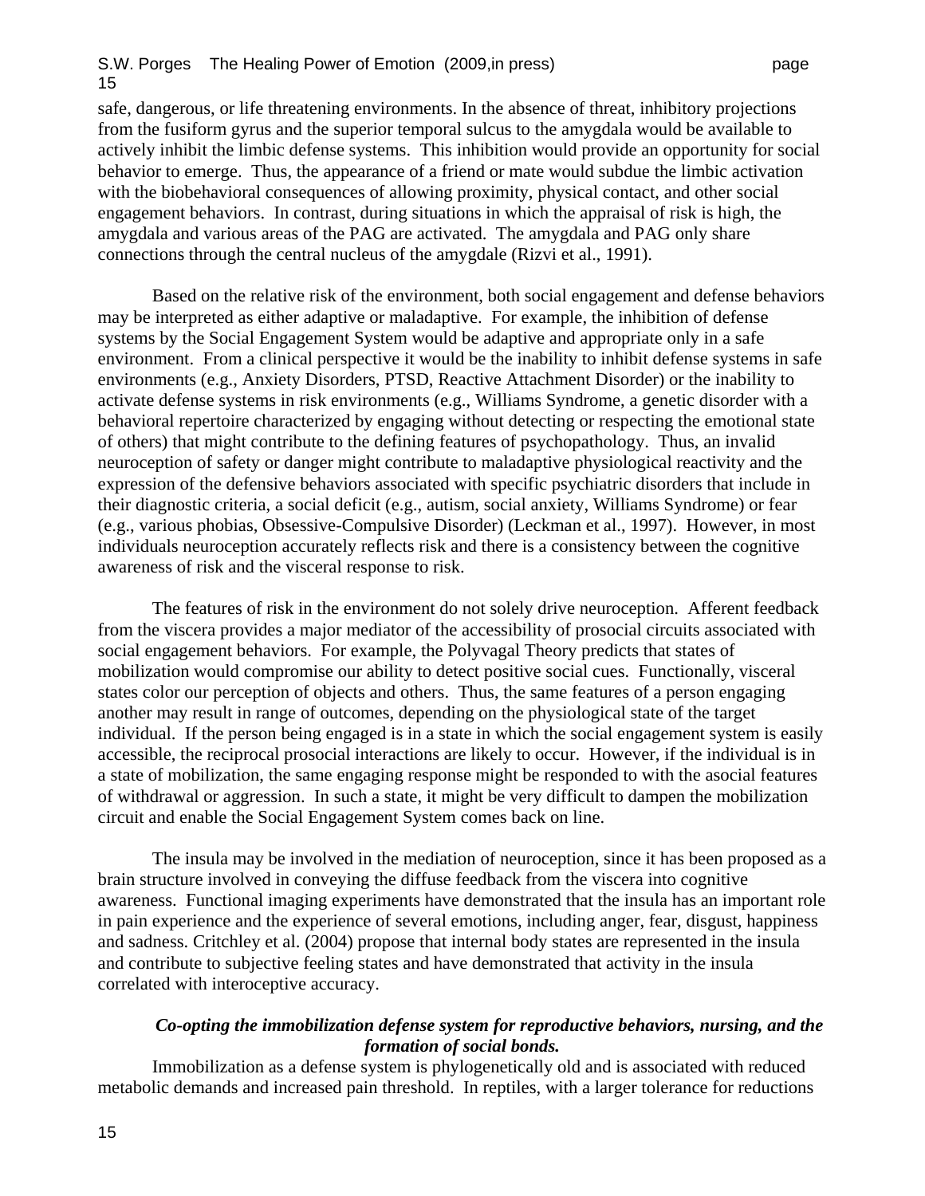safe, dangerous, or life threatening environments. In the absence of threat, inhibitory projections from the fusiform gyrus and the superior temporal sulcus to the amygdala would be available to actively inhibit the limbic defense systems. This inhibition would provide an opportunity for social behavior to emerge. Thus, the appearance of a friend or mate would subdue the limbic activation with the biobehavioral consequences of allowing proximity, physical contact, and other social engagement behaviors. In contrast, during situations in which the appraisal of risk is high, the amygdala and various areas of the PAG are activated. The amygdala and PAG only share connections through the central nucleus of the amygdale (Rizvi et al., 1991).

Based on the relative risk of the environment, both social engagement and defense behaviors may be interpreted as either adaptive or maladaptive. For example, the inhibition of defense systems by the Social Engagement System would be adaptive and appropriate only in a safe environment. From a clinical perspective it would be the inability to inhibit defense systems in safe environments (e.g., Anxiety Disorders, PTSD, Reactive Attachment Disorder) or the inability to activate defense systems in risk environments (e.g., Williams Syndrome, a genetic disorder with a behavioral repertoire characterized by engaging without detecting or respecting the emotional state of others) that might contribute to the defining features of psychopathology. Thus, an invalid neuroception of safety or danger might contribute to maladaptive physiological reactivity and the expression of the defensive behaviors associated with specific psychiatric disorders that include in their diagnostic criteria, a social deficit (e.g., autism, social anxiety, Williams Syndrome) or fear (e.g., various phobias, Obsessive-Compulsive Disorder) (Leckman et al., 1997). However, in most individuals neuroception accurately reflects risk and there is a consistency between the cognitive awareness of risk and the visceral response to risk.

The features of risk in the environment do not solely drive neuroception. Afferent feedback from the viscera provides a major mediator of the accessibility of prosocial circuits associated with social engagement behaviors. For example, the Polyvagal Theory predicts that states of mobilization would compromise our ability to detect positive social cues. Functionally, visceral states color our perception of objects and others. Thus, the same features of a person engaging another may result in range of outcomes, depending on the physiological state of the target individual. If the person being engaged is in a state in which the social engagement system is easily accessible, the reciprocal prosocial interactions are likely to occur. However, if the individual is in a state of mobilization, the same engaging response might be responded to with the asocial features of withdrawal or aggression. In such a state, it might be very difficult to dampen the mobilization circuit and enable the Social Engagement System comes back on line.

The insula may be involved in the mediation of neuroception, since it has been proposed as a brain structure involved in conveying the diffuse feedback from the viscera into cognitive awareness. Functional imaging experiments have demonstrated that the insula has an important role in pain experience and the experience of several emotions, including anger, fear, disgust, happiness and sadness. Critchley et al. (2004) propose that internal body states are represented in the insula and contribute to subjective feeling states and have demonstrated that activity in the insula correlated with interoceptive accuracy.

***Co-opting the immobilization defense system for reproductive behaviors, nursing, and the formation of social bonds.***

Immobilization as a defense system is phylogenetically old and is associated with reduced metabolic demands and increased pain threshold. In reptiles, with a larger tolerance for reductions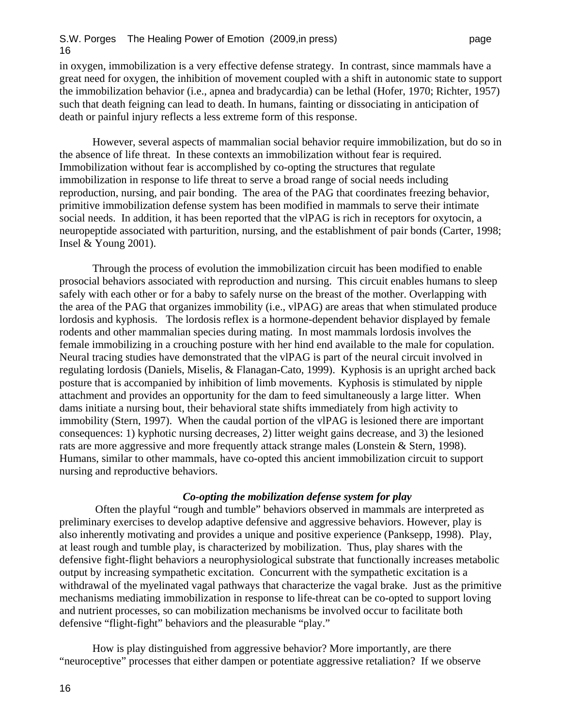in oxygen, immobilization is a very effective defense strategy. In contrast, since mammals have a great need for oxygen, the inhibition of movement coupled with a shift in autonomic state to support the immobilization behavior (i.e., apnea and bradycardia) can be lethal (Hofer, 1970; Richter, 1957) such that death feigning can lead to death. In humans, fainting or dissociating in anticipation of death or painful injury reflects a less extreme form of this response.

However, several aspects of mammalian social behavior require immobilization, but do so in the absence of life threat. In these contexts an immobilization without fear is required. Immobilization without fear is accomplished by co-opting the structures that regulate immobilization in response to life threat to serve a broad range of social needs including reproduction, nursing, and pair bonding. The area of the PAG that coordinates freezing behavior, primitive immobilization defense system has been modified in mammals to serve their intimate social needs. In addition, it has been reported that the vlPAG is rich in receptors for oxytocin, a neuropeptide associated with parturition, nursing, and the establishment of pair bonds (Carter, 1998; Insel & Young 2001).

Through the process of evolution the immobilization circuit has been modified to enable prosocial behaviors associated with reproduction and nursing. This circuit enables humans to sleep safely with each other or for a baby to safely nurse on the breast of the mother. Overlapping with the area of the PAG that organizes immobility (i.e., vlPAG) are areas that when stimulated produce lordosis and kyphosis. The lordosis reflex is a hormone-dependent behavior displayed by female rodents and other mammalian species during mating. In most mammals lordosis involves the female immobilizing in a crouching posture with her hind end available to the male for copulation. Neural tracing studies have demonstrated that the vlPAG is part of the neural circuit involved in regulating lordosis (Daniels, Miselis, & Flanagan-Cato, 1999). Kyphosis is an upright arched back posture that is accompanied by inhibition of limb movements. Kyphosis is stimulated by nipple attachment and provides an opportunity for the dam to feed simultaneously a large litter. When dams initiate a nursing bout, their behavioral state shifts immediately from high activity to immobility (Stern, 1997). When the caudal portion of the vlPAG is lesioned there are important consequences: 1) kyphotic nursing decreases, 2) litter weight gains decrease, and 3) the lesioned rats are more aggressive and more frequently attack strange males (Lonstein & Stern, 1998). Humans, similar to other mammals, have co-opted this ancient immobilization circuit to support nursing and reproductive behaviors.

### *Co-opting the mobilization defense system for play*

Often the playful "rough and tumble" behaviors observed in mammals are interpreted as preliminary exercises to develop adaptive defensive and aggressive behaviors. However, play is also inherently motivating and provides a unique and positive experience (Panksepp, 1998). Play, at least rough and tumble play, is characterized by mobilization. Thus, play shares with the defensive fight-flight behaviors a neurophysiological substrate that functionally increases metabolic output by increasing sympathetic excitation. Concurrent with the sympathetic excitation is a withdrawal of the myelinated vagal pathways that characterize the vagal brake. Just as the primitive mechanisms mediating immobilization in response to life-threat can be co-opted to support loving and nutrient processes, so can mobilization mechanisms be involved occur to facilitate both defensive "flight-fight" behaviors and the pleasurable "play."

How is play distinguished from aggressive behavior? More importantly, are there "neuroceptive" processes that either dampen or potentiate aggressive retaliation? If we observe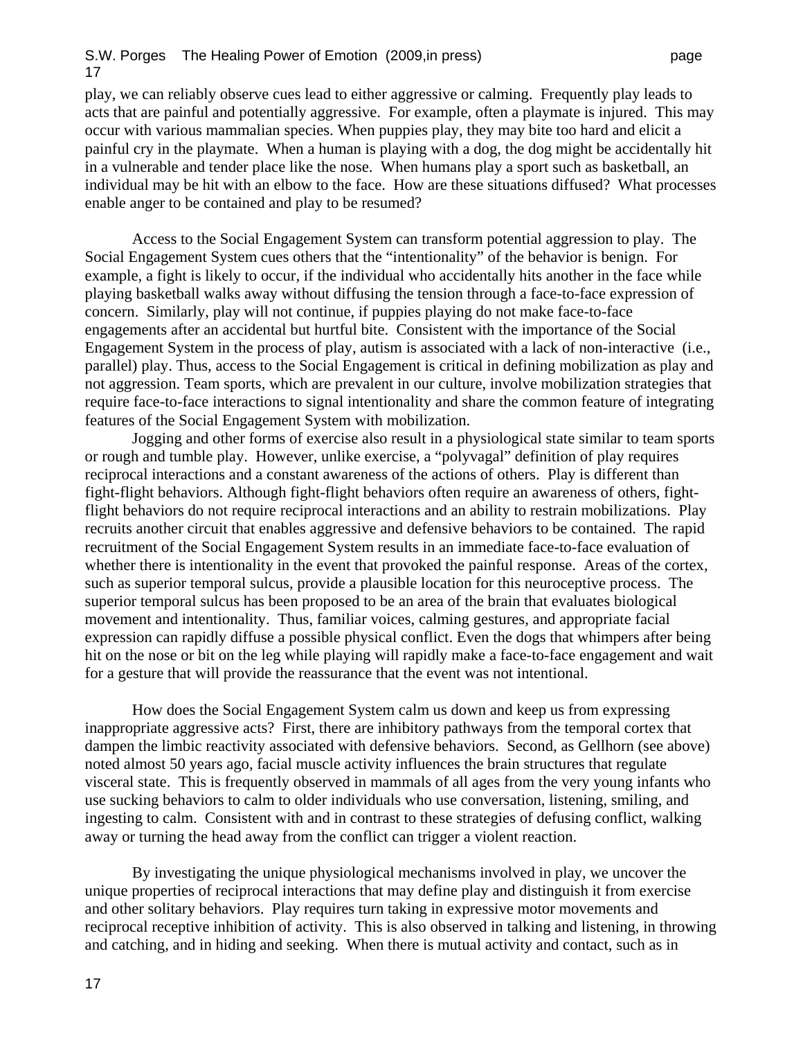play, we can reliably observe cues lead to either aggressive or calming. Frequently play leads to acts that are painful and potentially aggressive. For example, often a playmate is injured. This may occur with various mammalian species. When puppies play, they may bite too hard and elicit a painful cry in the playmate. When a human is playing with a dog, the dog might be accidentally hit in a vulnerable and tender place like the nose. When humans play a sport such as basketball, an individual may be hit with an elbow to the face. How are these situations diffused? What processes enable anger to be contained and play to be resumed?

Access to the Social Engagement System can transform potential aggression to play. The Social Engagement System cues others that the "intentionality" of the behavior is benign. For example, a fight is likely to occur, if the individual who accidentally hits another in the face while playing basketball walks away without diffusing the tension through a face-to-face expression of concern. Similarly, play will not continue, if puppies playing do not make face-to-face engagements after an accidental but hurtful bite. Consistent with the importance of the Social Engagement System in the process of play, autism is associated with a lack of non-interactive (i.e., parallel) play. Thus, access to the Social Engagement is critical in defining mobilization as play and not aggression. Team sports, which are prevalent in our culture, involve mobilization strategies that require face-to-face interactions to signal intentionality and share the common feature of integrating features of the Social Engagement System with mobilization.

Jogging and other forms of exercise also result in a physiological state similar to team sports or rough and tumble play. However, unlike exercise, a "polyvagal" definition of play requires reciprocal interactions and a constant awareness of the actions of others. Play is different than fight-flight behaviors. Although fight-flight behaviors often require an awareness of others, fight-flight behaviors do not require reciprocal interactions and an ability to restrain mobilizations. Play recruits another circuit that enables aggressive and defensive behaviors to be contained. The rapid recruitment of the Social Engagement System results in an immediate face-to-face evaluation of whether there is intentionality in the event that provoked the painful response. Areas of the cortex, such as superior temporal sulcus, provide a plausible location for this neuroceptive process. The superior temporal sulcus has been proposed to be an area of the brain that evaluates biological movement and intentionality. Thus, familiar voices, calming gestures, and appropriate facial expression can rapidly diffuse a possible physical conflict. Even the dogs that whimpers after being hit on the nose or bit on the leg while playing will rapidly make a face-to-face engagement and wait for a gesture that will provide the reassurance that the event was not intentional.

How does the Social Engagement System calm us down and keep us from expressing inappropriate aggressive acts? First, there are inhibitory pathways from the temporal cortex that dampen the limbic reactivity associated with defensive behaviors. Second, as Gellhorn (see above) noted almost 50 years ago, facial muscle activity influences the brain structures that regulate visceral state. This is frequently observed in mammals of all ages from the very young infants who use sucking behaviors to calm to older individuals who use conversation, listening, smiling, and ingesting to calm. Consistent with and in contrast to these strategies of defusing conflict, walking away or turning the head away from the conflict can trigger a violent reaction.

By investigating the unique physiological mechanisms involved in play, we uncover the unique properties of reciprocal interactions that may define play and distinguish it from exercise and other solitary behaviors. Play requires turn taking in expressive motor movements and reciprocal receptive inhibition of activity. This is also observed in talking and listening, in throwing and catching, and in hiding and seeking. When there is mutual activity and contact, such as in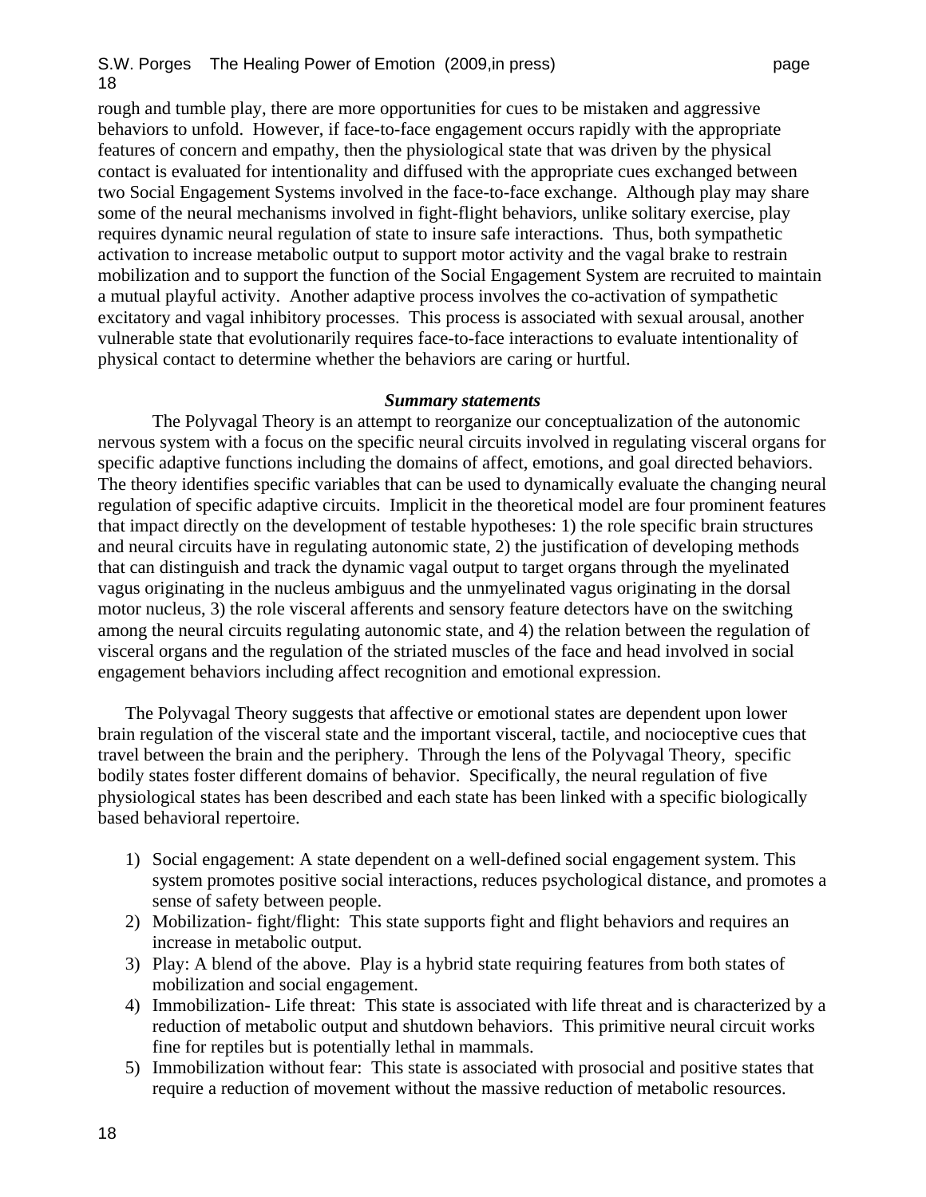rough and tumble play, there are more opportunities for cues to be mistaken and aggressive behaviors to unfold. However, if face-to-face engagement occurs rapidly with the appropriate features of concern and empathy, then the physiological state that was driven by the physical contact is evaluated for intentionality and diffused with the appropriate cues exchanged between two Social Engagement Systems involved in the face-to-face exchange. Although play may share some of the neural mechanisms involved in fight-flight behaviors, unlike solitary exercise, play requires dynamic neural regulation of state to insure safe interactions. Thus, both sympathetic activation to increase metabolic output to support motor activity and the vagal brake to restrain mobilization and to support the function of the Social Engagement System are recruited to maintain a mutual playful activity. Another adaptive process involves the co-activation of sympathetic excitatory and vagal inhibitory processes. This process is associated with sexual arousal, another vulnerable state that evolutionarily requires face-to-face interactions to evaluate intentionality of physical contact to determine whether the behaviors are caring or hurtful.

### *Summary statements*

The Polyvagal Theory is an attempt to reorganize our conceptualization of the autonomic nervous system with a focus on the specific neural circuits involved in regulating visceral organs for specific adaptive functions including the domains of affect, emotions, and goal directed behaviors. The theory identifies specific variables that can be used to dynamically evaluate the changing neural regulation of specific adaptive circuits. Implicit in the theoretical model are four prominent features that impact directly on the development of testable hypotheses: 1) the role specific brain structures and neural circuits have in regulating autonomic state, 2) the justification of developing methods that can distinguish and track the dynamic vagal output to target organs through the myelinated vagus originating in the nucleus ambiguus and the unmyelinated vagus originating in the dorsal motor nucleus, 3) the role visceral afferents and sensory feature detectors have on the switching among the neural circuits regulating autonomic state, and 4) the relation between the regulation of visceral organs and the regulation of the striated muscles of the face and head involved in social engagement behaviors including affect recognition and emotional expression.

The Polyvagal Theory suggests that affective or emotional states are dependent upon lower brain regulation of the visceral state and the important visceral, tactile, and nocioceptive cues that travel between the brain and the periphery. Through the lens of the Polyvagal Theory, specific bodily states foster different domains of behavior. Specifically, the neural regulation of five physiological states has been described and each state has been linked with a specific biologically based behavioral repertoire.

1) Social engagement: A state dependent on a well-defined social engagement system. This system promotes positive social interactions, reduces psychological distance, and promotes a sense of safety between people.
2) Mobilization- fight/flight: This state supports fight and flight behaviors and requires an increase in metabolic output.
3) Play: A blend of the above. Play is a hybrid state requiring features from both states of mobilization and social engagement.
4) Immobilization- Life threat: This state is associated with life threat and is characterized by a reduction of metabolic output and shutdown behaviors. This primitive neural circuit works fine for reptiles but is potentially lethal in mammals.
5) Immobilization without fear: This state is associated with prosocial and positive states that require a reduction of movement without the massive reduction of metabolic resources.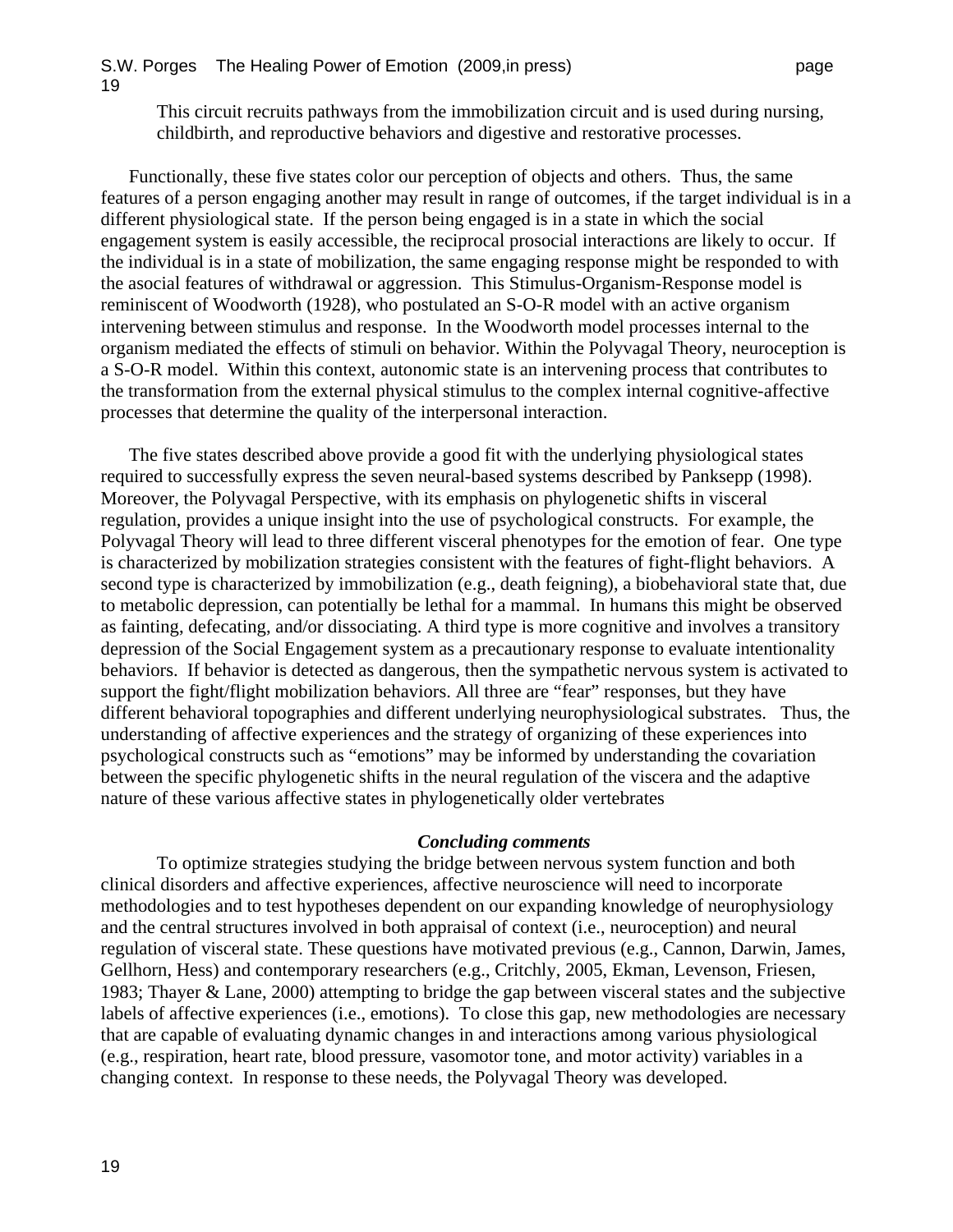This circuit recruits pathways from the immobilization circuit and is used during nursing, childbirth, and reproductive behaviors and digestive and restorative processes.

Functionally, these five states color our perception of objects and others. Thus, the same features of a person engaging another may result in range of outcomes, if the target individual is in a different physiological state. If the person being engaged is in a state in which the social engagement system is easily accessible, the reciprocal prosocial interactions are likely to occur. If the individual is in a state of mobilization, the same engaging response might be responded to with the asocial features of withdrawal or aggression. This Stimulus-Organism-Response model is reminiscent of Woodworth (1928), who postulated an S-O-R model with an active organism intervening between stimulus and response. In the Woodworth model processes internal to the organism mediated the effects of stimuli on behavior. Within the Polyvagal Theory, neuroception is a S-O-R model. Within this context, autonomic state is an intervening process that contributes to the transformation from the external physical stimulus to the complex internal cognitive-affective processes that determine the quality of the interpersonal interaction.

The five states described above provide a good fit with the underlying physiological states required to successfully express the seven neural-based systems described by Panksepp (1998). Moreover, the Polyvagal Perspective, with its emphasis on phylogenetic shifts in visceral regulation, provides a unique insight into the use of psychological constructs. For example, the Polyvagal Theory will lead to three different visceral phenotypes for the emotion of fear. One type is characterized by mobilization strategies consistent with the features of fight-flight behaviors. A second type is characterized by immobilization (e.g., death feigning), a biobehavioral state that, due to metabolic depression, can potentially be lethal for a mammal. In humans this might be observed as fainting, defecating, and/or dissociating. A third type is more cognitive and involves a transitory depression of the Social Engagement system as a precautionary response to evaluate intentionality behaviors. If behavior is detected as dangerous, then the sympathetic nervous system is activated to support the fight/flight mobilization behaviors. All three are "fear" responses, but they have different behavioral topographies and different underlying neurophysiological substrates. Thus, the understanding of affective experiences and the strategy of organizing of these experiences into psychological constructs such as "emotions" may be informed by understanding the covariation between the specific phylogenetic shifts in the neural regulation of the viscera and the adaptive nature of these various affective states in phylogenetically older vertebrates

## *Concluding comments*

To optimize strategies studying the bridge between nervous system function and both clinical disorders and affective experiences, affective neuroscience will need to incorporate methodologies and to test hypotheses dependent on our expanding knowledge of neurophysiology and the central structures involved in both appraisal of context (i.e., neuroception) and neural regulation of visceral state. These questions have motivated previous (e.g., Cannon, Darwin, James, Gellhorn, Hess) and contemporary researchers (e.g., Critchly, 2005, Ekman, Levenson, Friesen, 1983; Thayer & Lane, 2000) attempting to bridge the gap between visceral states and the subjective labels of affective experiences (i.e., emotions). To close this gap, new methodologies are necessary that are capable of evaluating dynamic changes in and interactions among various physiological (e.g., respiration, heart rate, blood pressure, vasomotor tone, and motor activity) variables in a changing context. In response to these needs, the Polyvagal Theory was developed.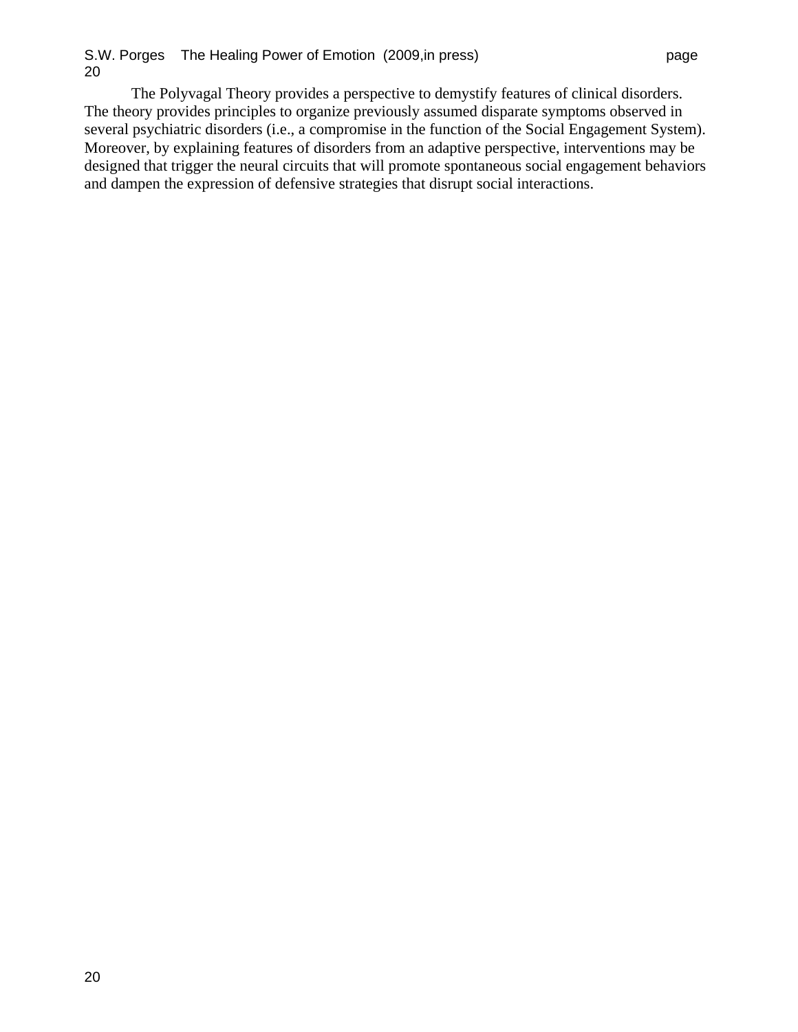The Polyvagal Theory provides a perspective to demystify features of clinical disorders. The theory provides principles to organize previously assumed disparate symptoms observed in several psychiatric disorders (i.e., a compromise in the function of the Social Engagement System). Moreover, by explaining features of disorders from an adaptive perspective, interventions may be designed that trigger the neural circuits that will promote spontaneous social engagement behaviors and dampen the expression of defensive strategies that disrupt social interactions.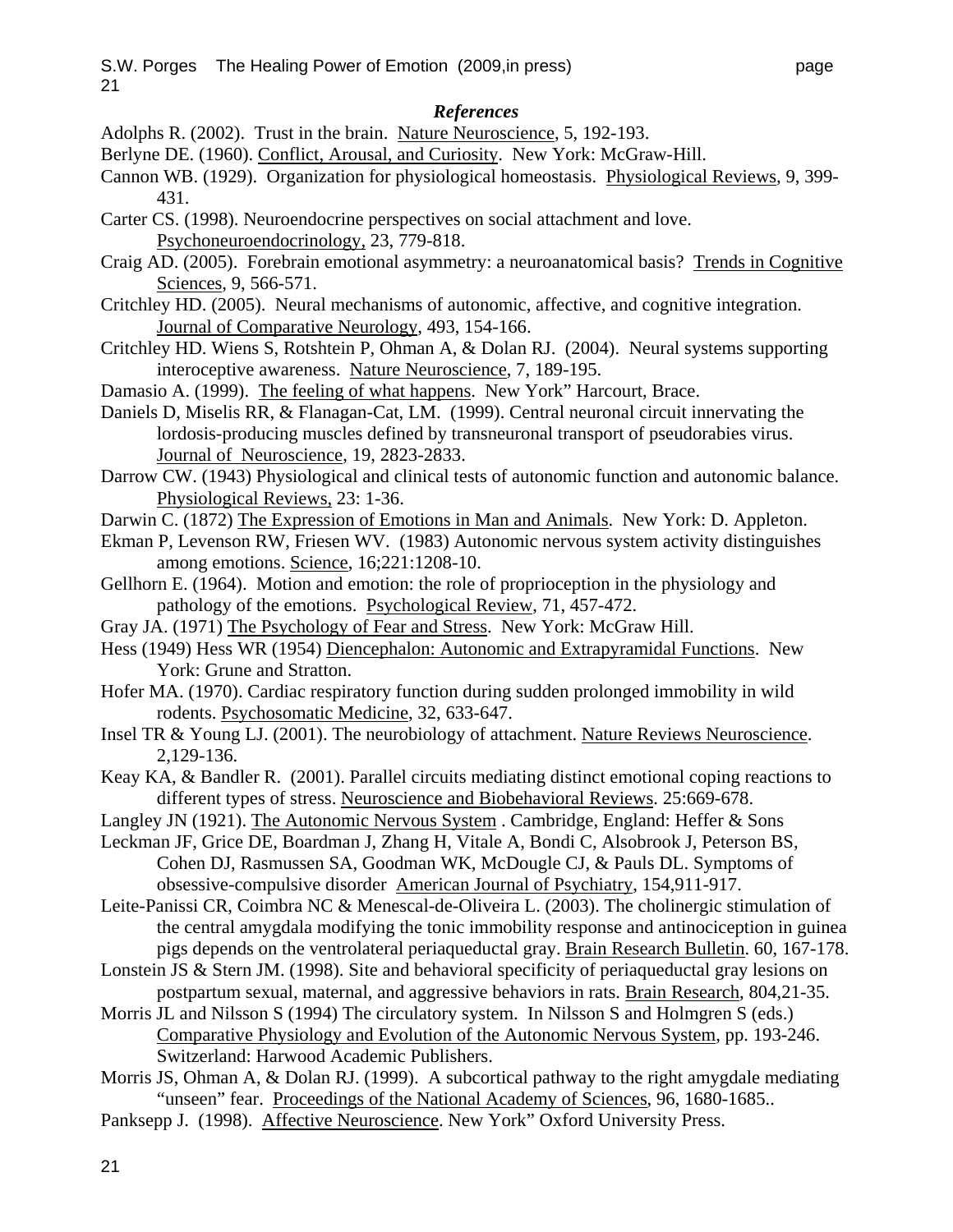### *References*

Adolphs R. (2002). Trust in the brain. Nature Neuroscience, 5, 192-193.

Berlyne DE. (1960). Conflict, Arousal, and Curiosity. New York: McGraw-Hill.

Cannon WB. (1929). Organization for physiological homeostasis. Physiological Reviews, 9, 399-431.

Carter CS. (1998). Neuroendocrine perspectives on social attachment and love. Psychoneuroendocrinology, 23, 779-818.

Craig AD. (2005). Forebrain emotional asymmetry: a neuroanatomical basis? Trends in Cognitive Sciences, 9, 566-571.

Critchley HD. (2005). Neural mechanisms of autonomic, affective, and cognitive integration. Journal of Comparative Neurology, 493, 154-166.

Critchley HD. Wiens S, Rotshtein P, Ohman A, & Dolan RJ. (2004). Neural systems supporting interoceptive awareness. Nature Neuroscience, 7, 189-195.

Damasio A. (1999). The feeling of what happens. New York" Harcourt, Brace.

Daniels D, Miselis RR, & Flanagan-Cat, LM. (1999). Central neuronal circuit innervating the lordosis-producing muscles defined by transneuronal transport of pseudorabies virus. Journal of Neuroscience, 19, 2823-2833.

Darrow CW. (1943) Physiological and clinical tests of autonomic function and autonomic balance. Physiological Reviews, 23: 1-36.

Darwin C. (1872) The Expression of Emotions in Man and Animals. New York: D. Appleton.

Ekman P, Levenson RW, Friesen WV. (1983) Autonomic nervous system activity distinguishes among emotions. Science, 16;221:1208-10.

Gellhorn E. (1964). Motion and emotion: the role of proprioception in the physiology and pathology of the emotions. Psychological Review, 71, 457-472.

Gray JA. (1971) The Psychology of Fear and Stress. New York: McGraw Hill.

Hess (1949) Hess WR (1954) Diencephalon: Autonomic and Extrapyramidal Functions. New York: Grune and Stratton.

Hofer MA. (1970). Cardiac respiratory function during sudden prolonged immobility in wild rodents. Psychosomatic Medicine, 32, 633-647.

Insel TR & Young LJ. (2001). The neurobiology of attachment. Nature Reviews Neuroscience. 2,129-136.

Keay KA, & Bandler R. (2001). Parallel circuits mediating distinct emotional coping reactions to different types of stress. Neuroscience and Biobehavioral Reviews. 25:669-678.

Langley JN (1921). The Autonomic Nervous System . Cambridge, England: Heffer & Sons

Leckman JF, Grice DE, Boardman J, Zhang H, Vitale A, Bondi C, Alsobrook J, Peterson BS, Cohen DJ, Rasmussen SA, Goodman WK, McDougle CJ, & Pauls DL. Symptoms of obsessive-compulsive disorder American Journal of Psychiatry, 154,911-917.

Leite-Panissi CR, Coimbra NC & Menescal-de-Oliveira L. (2003). The cholinergic stimulation of the central amygdala modifying the tonic immobility response and antinociception in guinea pigs depends on the ventrolateral periaqueductal gray. Brain Research Bulletin. 60, 167-178.

Lonstein JS & Stern JM. (1998). Site and behavioral specificity of periaqueductal gray lesions on postpartum sexual, maternal, and aggressive behaviors in rats. Brain Research, 804,21-35.

Morris JL and Nilsson S (1994) The circulatory system. In Nilsson S and Holmgren S (eds.) Comparative Physiology and Evolution of the Autonomic Nervous System, pp. 193-246. Switzerland: Harwood Academic Publishers.

Morris JS, Ohman A, & Dolan RJ. (1999). A subcortical pathway to the right amygdale mediating "unseen" fear. Proceedings of the National Academy of Sciences, 96, 1680-1685..

Panksepp J. (1998). Affective Neuroscience. New York" Oxford University Press.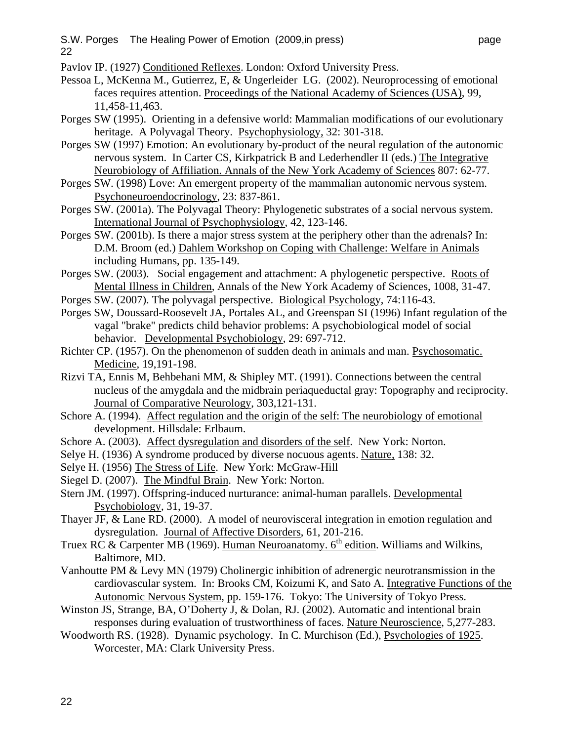Pavlov IP. (1927) Conditioned Reflexes. London: Oxford University Press.

Pessoa L, McKenna M., Gutierrez, E, & Ungerleider LG. (2002). Neuroprocessing of emotional faces requires attention. Proceedings of the National Academy of Sciences (USA), 99, 11,458-11,463.

Porges SW (1995). Orienting in a defensive world: Mammalian modifications of our evolutionary heritage. A Polyvagal Theory. Psychophysiology, 32: 301-318.

Porges SW (1997) Emotion: An evolutionary by-product of the neural regulation of the autonomic nervous system. In Carter CS, Kirkpatrick B and Lederhendler II (eds.) The Integrative Neurobiology of Affiliation. Annals of the New York Academy of Sciences 807: 62-77.

Porges SW. (1998) Love: An emergent property of the mammalian autonomic nervous system. Psychoneuroendocrinology, 23: 837-861.

Porges SW. (2001a). The Polyvagal Theory: Phylogenetic substrates of a social nervous system. International Journal of Psychophysiology, 42, 123-146.

Porges SW. (2001b). Is there a major stress system at the periphery other than the adrenals? In: D.M. Broom (ed.) Dahlem Workshop on Coping with Challenge: Welfare in Animals including Humans, pp. 135-149.

Porges SW. (2003). Social engagement and attachment: A phylogenetic perspective. Roots of Mental Illness in Children, Annals of the New York Academy of Sciences, 1008, 31-47.

Porges SW. (2007). The polyvagal perspective. Biological Psychology, 74:116-43.

Porges SW, Doussard-Roosevelt JA, Portales AL, and Greenspan SI (1996) Infant regulation of the vagal "brake" predicts child behavior problems: A psychobiological model of social behavior. Developmental Psychobiology, 29: 697-712.

Richter CP. (1957). On the phenomenon of sudden death in animals and man. Psychosomatic. Medicine, 19,191-198.

Rizvi TA, Ennis M, Behbehani MM, & Shipley MT. (1991). Connections between the central nucleus of the amygdala and the midbrain periaqueductal gray: Topography and reciprocity. Journal of Comparative Neurology, 303,121-131.

Schore A. (1994). Affect regulation and the origin of the self: The neurobiology of emotional development. Hillsdale: Erlbaum.

Schore A. (2003). Affect dysregulation and disorders of the self. New York: Norton.

Selye H. (1936) A syndrome produced by diverse nocuous agents. Nature, 138: 32.

Selye H. (1956) The Stress of Life. New York: McGraw-Hill

Siegel D. (2007). The Mindful Brain. New York: Norton.

Stern JM. (1997). Offspring-induced nurturance: animal-human parallels. Developmental Psychobiology, 31, 19-37.

Thayer JF, & Lane RD. (2000). A model of neurovisceral integration in emotion regulation and dysregulation. Journal of Affective Disorders, 61, 201-216.

Truex RC & Carpenter MB (1969). Human Neuroanatomy. 6th edition. Williams and Wilkins, Baltimore, MD.

Vanhoutte PM & Levy MN (1979) Cholinergic inhibition of adrenergic neurotransmission in the cardiovascular system. In: Brooks CM, Koizumi K, and Sato A. Integrative Functions of the Autonomic Nervous System, pp. 159-176. Tokyo: The University of Tokyo Press.

Winston JS, Strange, BA, O'Doherty J, & Dolan, RJ. (2002). Automatic and intentional brain responses during evaluation of trustworthiness of faces. Nature Neuroscience, 5,277-283.

Woodworth RS. (1928). Dynamic psychology. In C. Murchison (Ed.), Psychologies of 1925. Worcester, MA: Clark University Press.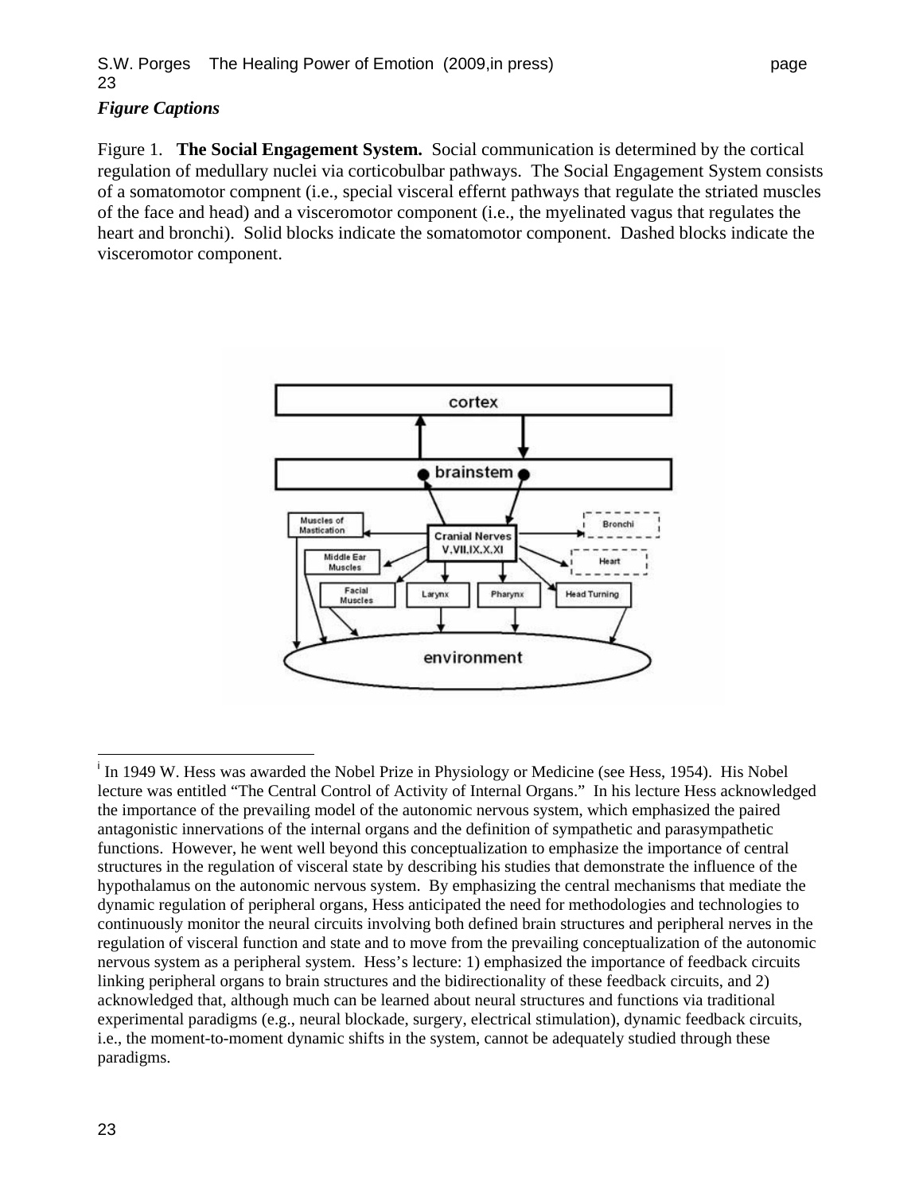***Figure Captions***

Figure 1. **The Social Engagement System.** Social communication is determined by the cortical regulation of medullary nuclei via corticobulbar pathways. The Social Engagement System consists of a somatomotor compnent (i.e., special visceral effernt pathways that regulate the striated muscles of the face and head) and a visceromotor component (i.e., the myelinated vagus that regulates the heart and bronchi). Solid blocks indicate the somatomotor component. Dashed blocks indicate the visceromotor component.

cortex

brainstem

Muscles of Mastication

Cranial Nerves V,VII,IX,X,XI

Bronchi

Middle Ear Muscles

Heart

Facial Muscles

Larynx

Pharynx

Head Turning

environment

---

[i] In 1949 W. Hess was awarded the Nobel Prize in Physiology or Medicine (see Hess, 1954). His Nobel lecture was entitled "The Central Control of Activity of Internal Organs." In his lecture Hess acknowledged the importance of the prevailing model of the autonomic nervous system, which emphasized the paired antagonistic innervations of the internal organs and the definition of sympathetic and parasympathetic functions. However, he went well beyond this conceptualization to emphasize the importance of central structures in the regulation of visceral state by describing his studies that demonstrate the influence of the hypothalamus on the autonomic nervous system. By emphasizing the central mechanisms that mediate the dynamic regulation of peripheral organs, Hess anticipated the need for methodologies and technologies to continuously monitor the neural circuits involving both defined brain structures and peripheral nerves in the regulation of visceral function and state and to move from the prevailing conceptualization of the autonomic nervous system as a peripheral system. Hess's lecture: 1) emphasized the importance of feedback circuits linking peripheral organs to brain structures and the bidirectionality of these feedback circuits, and 2) acknowledged that, although much can be learned about neural structures and functions via traditional experimental paradigms (e.g., neural blockade, surgery, electrical stimulation), dynamic feedback circuits, i.e., the moment-to-moment dynamic shifts in the system, cannot be adequately studied through these paradigms.